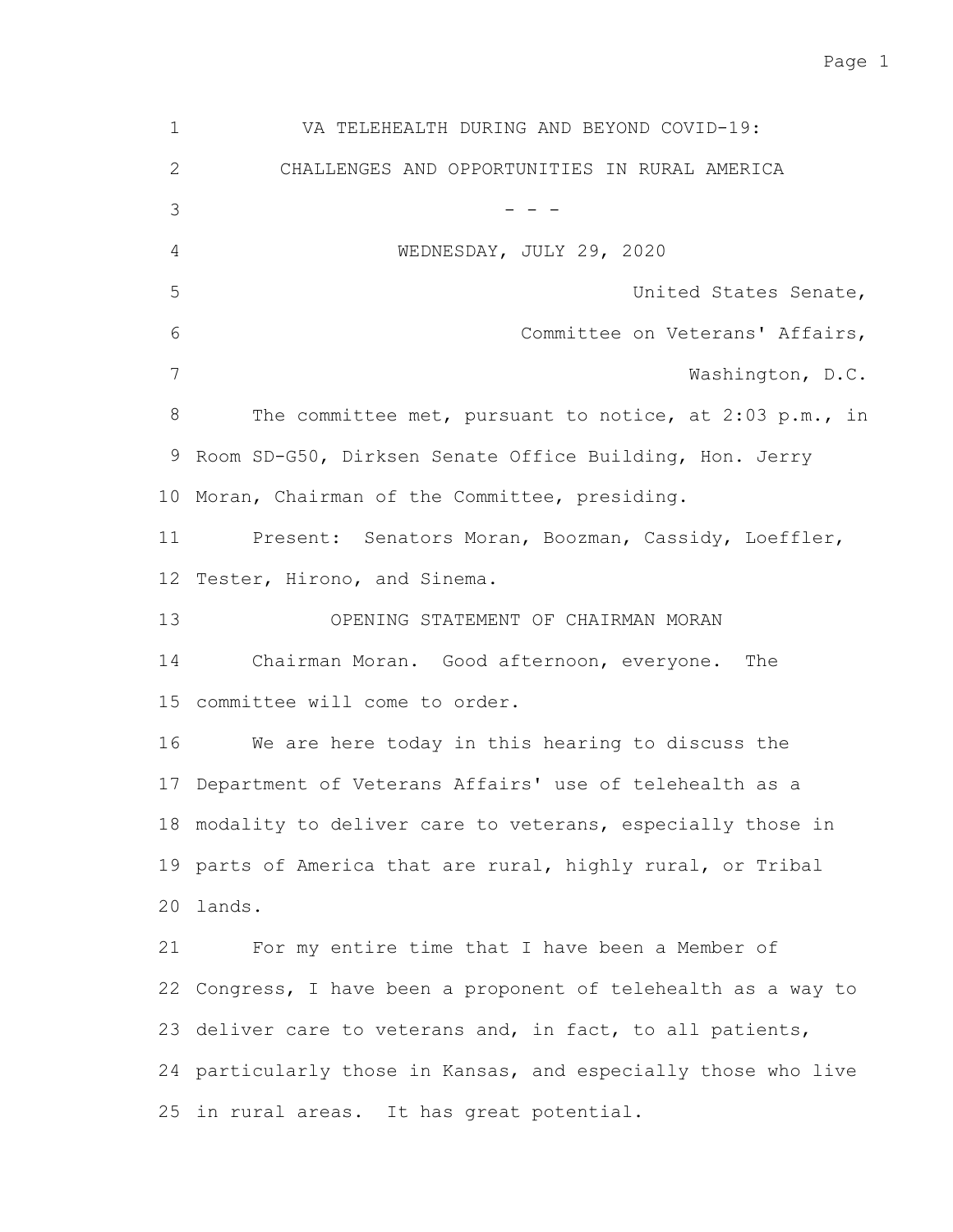# VA TELEHEALTH DURING AND BEYOND COVID-19: CHALLENGES AND OPPORTUNITIES IN RURAL AMERICA

- - -

WEDNESDAY, JULY 29, 2020

United States Senate,
Committee on Veterans' Affairs,
Washington, D.C.

The committee met, pursuant to notice, at 2:03 p.m., in Room SD-G50, Dirksen Senate Office Building, Hon. Jerry Moran, Chairman of the Committee, presiding.

Present: Senators Moran, Boozman, Cassidy, Loeffler, Tester, Hirono, and Sinema.

## OPENING STATEMENT OF CHAIRMAN MORAN

Chairman Moran. Good afternoon, everyone. The committee will come to order.

We are here today in this hearing to discuss the Department of Veterans Affairs' use of telehealth as a modality to deliver care to veterans, especially those in parts of America that are rural, highly rural, or Tribal lands.

For my entire time that I have been a Member of Congress, I have been a proponent of telehealth as a way to deliver care to veterans and, in fact, to all patients, particularly those in Kansas, and especially those who live in rural areas. It has great potential.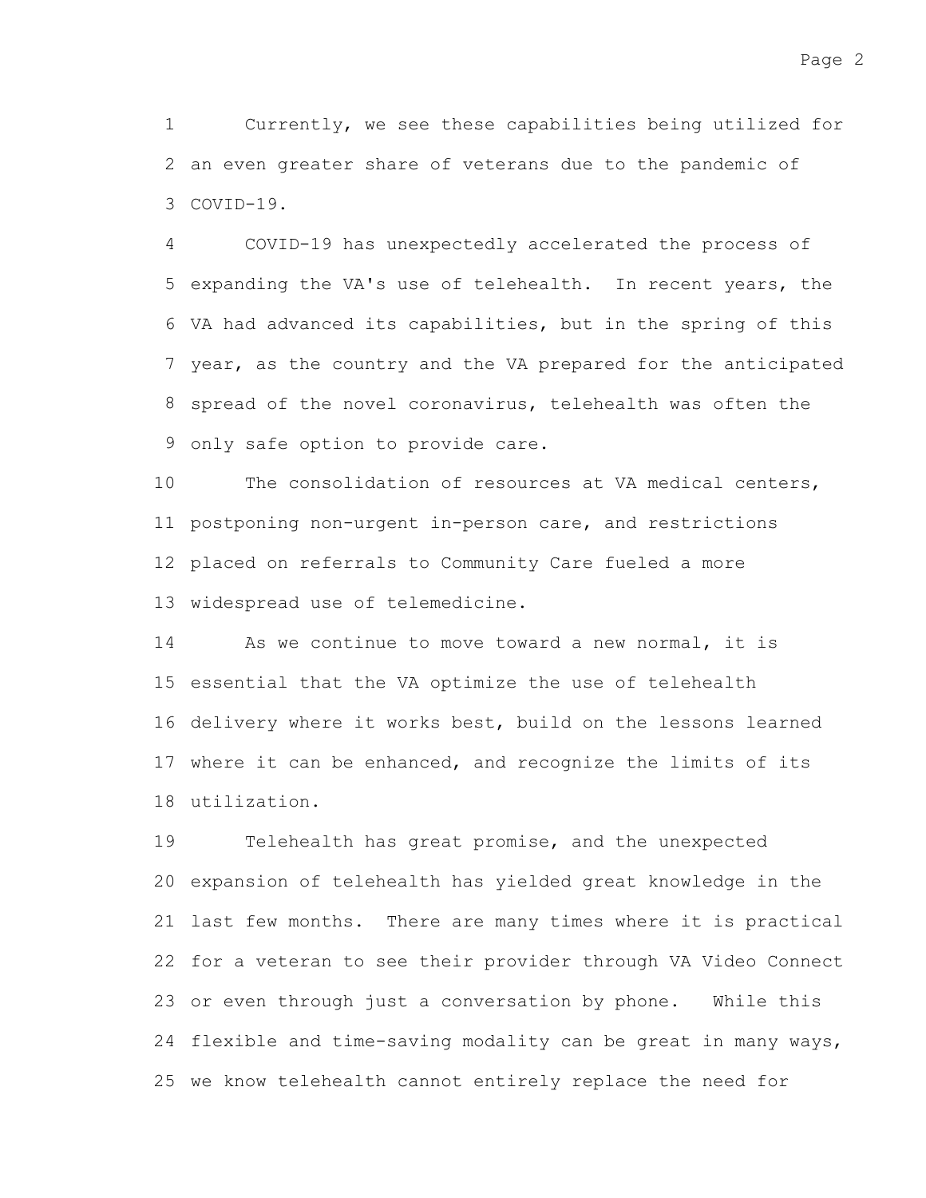Currently, we see these capabilities being utilized for an even greater share of veterans due to the pandemic of COVID-19.

COVID-19 has unexpectedly accelerated the process of expanding the VA's use of telehealth. In recent years, the VA had advanced its capabilities, but in the spring of this year, as the country and the VA prepared for the anticipated spread of the novel coronavirus, telehealth was often the only safe option to provide care.

The consolidation of resources at VA medical centers, postponing non-urgent in-person care, and restrictions placed on referrals to Community Care fueled a more widespread use of telemedicine.

As we continue to move toward a new normal, it is essential that the VA optimize the use of telehealth delivery where it works best, build on the lessons learned where it can be enhanced, and recognize the limits of its utilization.

Telehealth has great promise, and the unexpected expansion of telehealth has yielded great knowledge in the last few months. There are many times where it is practical for a veteran to see their provider through VA Video Connect or even through just a conversation by phone. While this flexible and time-saving modality can be great in many ways, we know telehealth cannot entirely replace the need for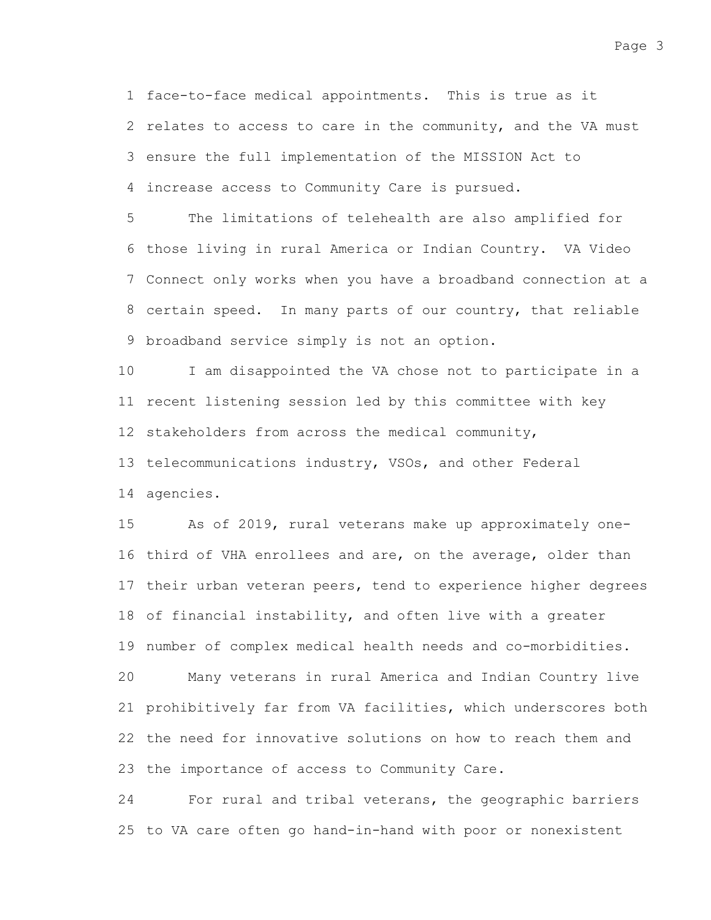face-to-face medical appointments. This is true as it relates to access to care in the community, and the VA must ensure the full implementation of the MISSION Act to increase access to Community Care is pursued.

The limitations of telehealth are also amplified for those living in rural America or Indian Country. VA Video Connect only works when you have a broadband connection at a certain speed. In many parts of our country, that reliable broadband service simply is not an option.

I am disappointed the VA chose not to participate in a recent listening session led by this committee with key stakeholders from across the medical community, telecommunications industry, VSOs, and other Federal agencies.

As of 2019, rural veterans make up approximately one-third of VHA enrollees and are, on the average, older than their urban veteran peers, tend to experience higher degrees of financial instability, and often live with a greater number of complex medical health needs and co-morbidities.

Many veterans in rural America and Indian Country live prohibitively far from VA facilities, which underscores both the need for innovative solutions on how to reach them and the importance of access to Community Care.

For rural and tribal veterans, the geographic barriers to VA care often go hand-in-hand with poor or nonexistent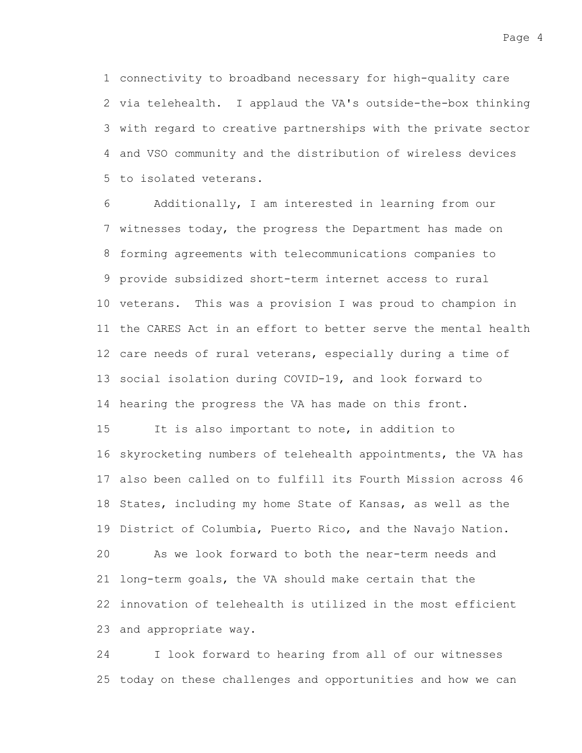connectivity to broadband necessary for high-quality care via telehealth. I applaud the VA's outside-the-box thinking with regard to creative partnerships with the private sector and VSO community and the distribution of wireless devices to isolated veterans.

Additionally, I am interested in learning from our witnesses today, the progress the Department has made on forming agreements with telecommunications companies to provide subsidized short-term internet access to rural veterans. This was a provision I was proud to champion in the CARES Act in an effort to better serve the mental health care needs of rural veterans, especially during a time of social isolation during COVID-19, and look forward to hearing the progress the VA has made on this front.

It is also important to note, in addition to skyrocketing numbers of telehealth appointments, the VA has also been called on to fulfill its Fourth Mission across 46 States, including my home State of Kansas, as well as the District of Columbia, Puerto Rico, and the Navajo Nation.

As we look forward to both the near-term needs and long-term goals, the VA should make certain that the innovation of telehealth is utilized in the most efficient and appropriate way.

I look forward to hearing from all of our witnesses today on these challenges and opportunities and how we can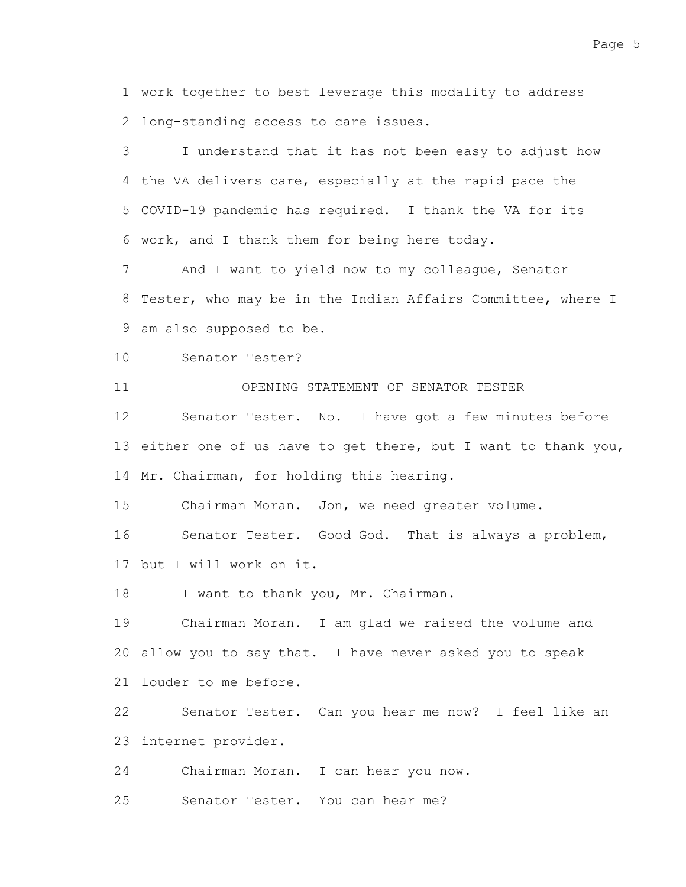work together to best leverage this modality to address long-standing access to care issues.

I understand that it has not been easy to adjust how the VA delivers care, especially at the rapid pace the COVID-19 pandemic has required. I thank the VA for its work, and I thank them for being here today.

And I want to yield now to my colleague, Senator Tester, who may be in the Indian Affairs Committee, where I am also supposed to be.

Senator Tester?

## OPENING STATEMENT OF SENATOR TESTER

Senator Tester. No. I have got a few minutes before either one of us have to get there, but I want to thank you, Mr. Chairman, for holding this hearing.

Chairman Moran. Jon, we need greater volume.

Senator Tester. Good God. That is always a problem, but I will work on it.

I want to thank you, Mr. Chairman.

Chairman Moran. I am glad we raised the volume and allow you to say that. I have never asked you to speak louder to me before.

Senator Tester. Can you hear me now? I feel like an internet provider.

Chairman Moran. I can hear you now.

Senator Tester. You can hear me?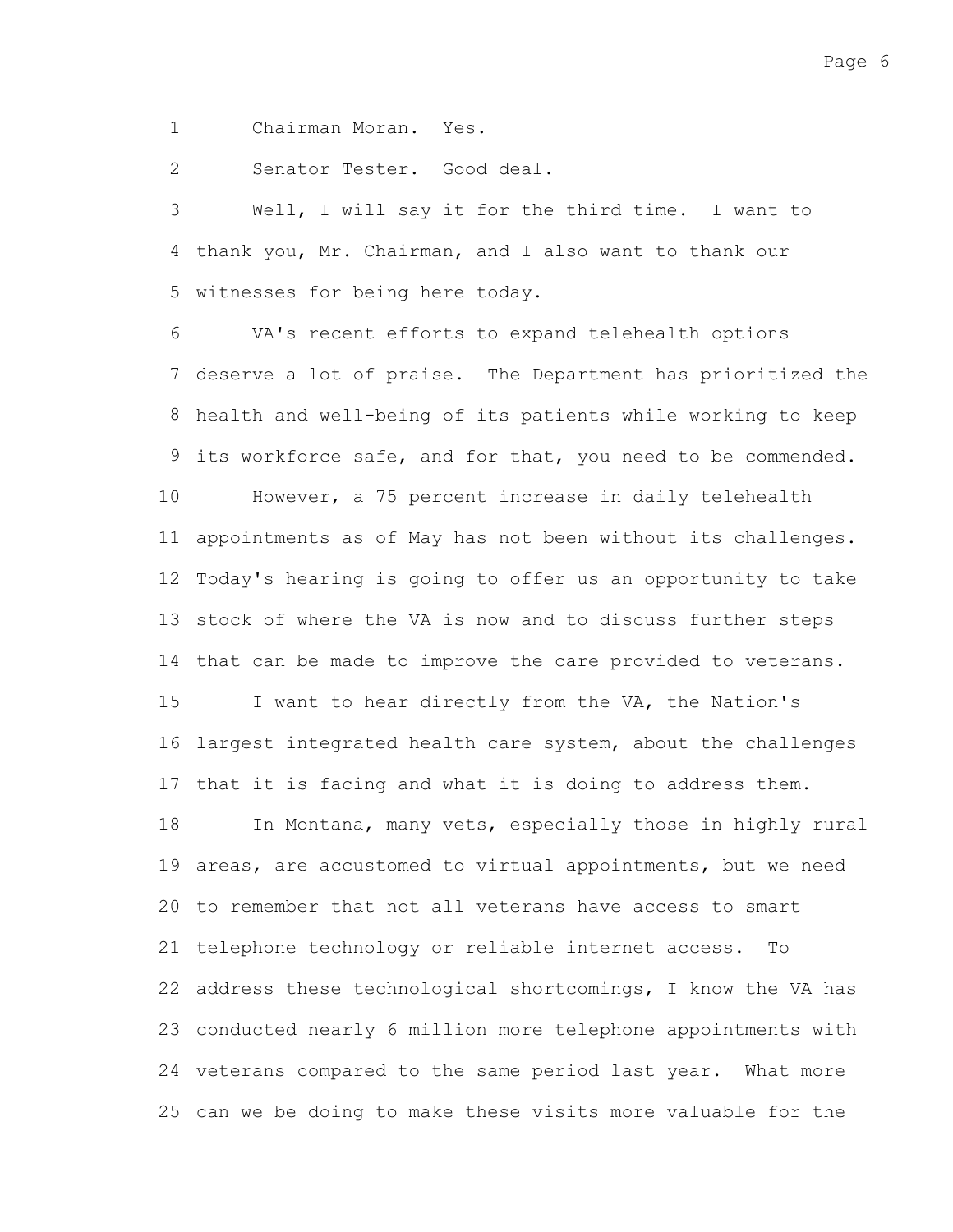Chairman Moran. Yes.

Senator Tester. Good deal.

Well, I will say it for the third time. I want to thank you, Mr. Chairman, and I also want to thank our witnesses for being here today.

VA's recent efforts to expand telehealth options deserve a lot of praise. The Department has prioritized the health and well-being of its patients while working to keep its workforce safe, and for that, you need to be commended.

However, a 75 percent increase in daily telehealth appointments as of May has not been without its challenges. Today's hearing is going to offer us an opportunity to take stock of where the VA is now and to discuss further steps that can be made to improve the care provided to veterans.

I want to hear directly from the VA, the Nation's largest integrated health care system, about the challenges that it is facing and what it is doing to address them.

In Montana, many vets, especially those in highly rural areas, are accustomed to virtual appointments, but we need to remember that not all veterans have access to smart telephone technology or reliable internet access. To address these technological shortcomings, I know the VA has conducted nearly 6 million more telephone appointments with veterans compared to the same period last year. What more can we be doing to make these visits more valuable for the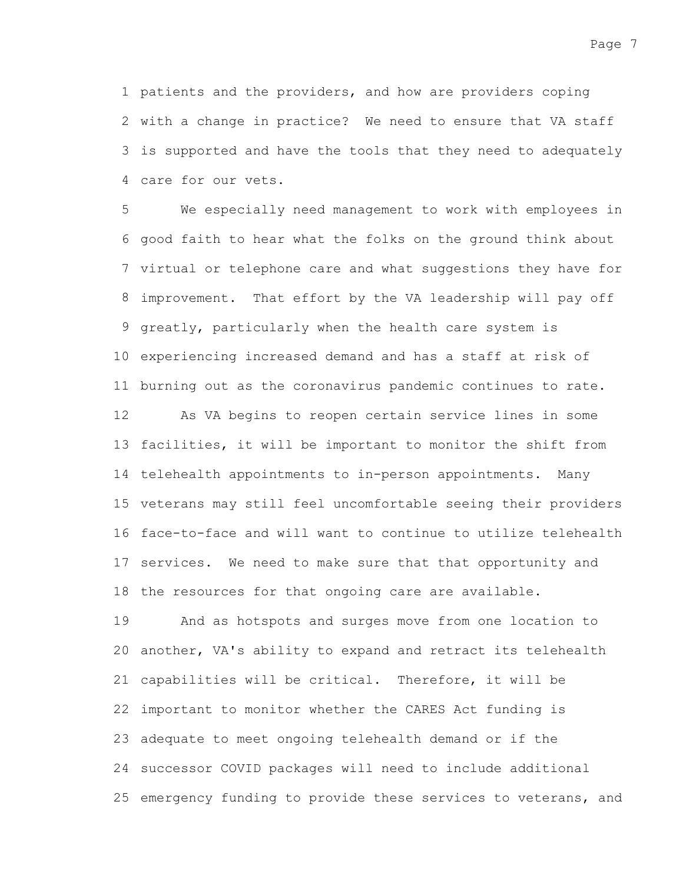patients and the providers, and how are providers coping with a change in practice? We need to ensure that VA staff is supported and have the tools that they need to adequately care for our vets.

We especially need management to work with employees in good faith to hear what the folks on the ground think about virtual or telephone care and what suggestions they have for improvement. That effort by the VA leadership will pay off greatly, particularly when the health care system is experiencing increased demand and has a staff at risk of burning out as the coronavirus pandemic continues to rate.

As VA begins to reopen certain service lines in some facilities, it will be important to monitor the shift from telehealth appointments to in-person appointments. Many veterans may still feel uncomfortable seeing their providers face-to-face and will want to continue to utilize telehealth services. We need to make sure that that opportunity and the resources for that ongoing care are available.

And as hotspots and surges move from one location to another, VA's ability to expand and retract its telehealth capabilities will be critical. Therefore, it will be important to monitor whether the CARES Act funding is adequate to meet ongoing telehealth demand or if the successor COVID packages will need to include additional emergency funding to provide these services to veterans, and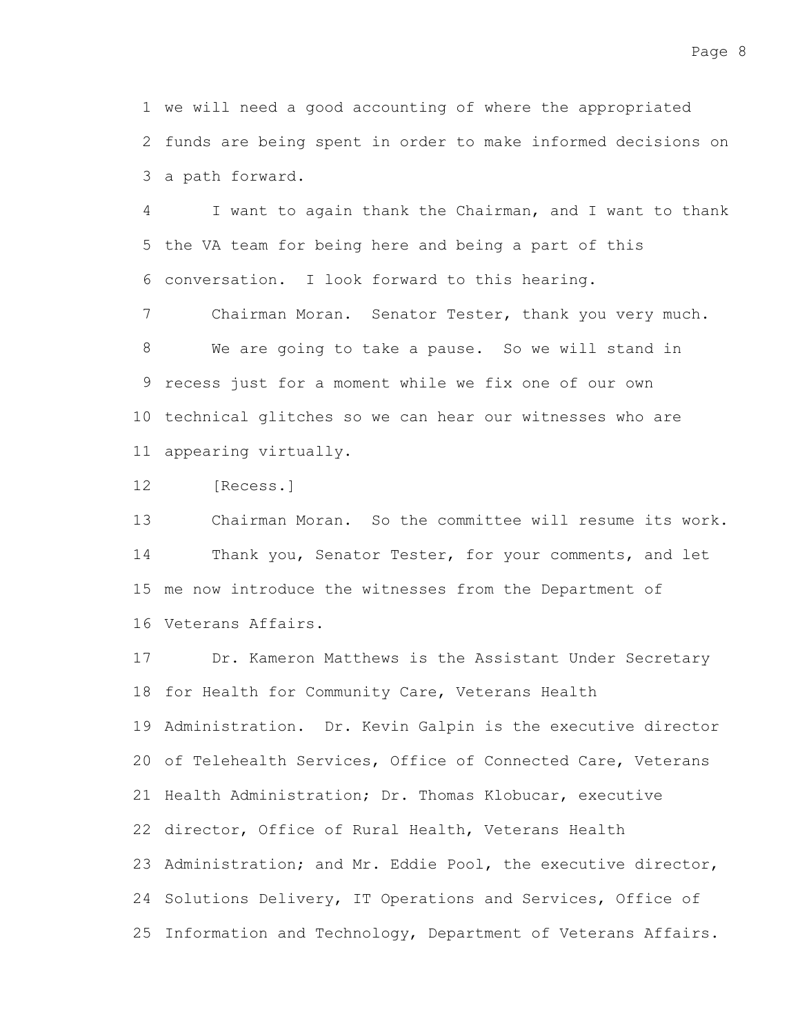we will need a good accounting of where the appropriated funds are being spent in order to make informed decisions on a path forward.

I want to again thank the Chairman, and I want to thank the VA team for being here and being a part of this conversation. I look forward to this hearing.

Chairman Moran. Senator Tester, thank you very much.

We are going to take a pause. So we will stand in recess just for a moment while we fix one of our own technical glitches so we can hear our witnesses who are appearing virtually.

[Recess.]

Chairman Moran. So the committee will resume its work.

Thank you, Senator Tester, for your comments, and let me now introduce the witnesses from the Department of Veterans Affairs.

Dr. Kameron Matthews is the Assistant Under Secretary for Health for Community Care, Veterans Health Administration. Dr. Kevin Galpin is the executive director of Telehealth Services, Office of Connected Care, Veterans Health Administration; Dr. Thomas Klobucar, executive director, Office of Rural Health, Veterans Health Administration; and Mr. Eddie Pool, the executive director, Solutions Delivery, IT Operations and Services, Office of Information and Technology, Department of Veterans Affairs.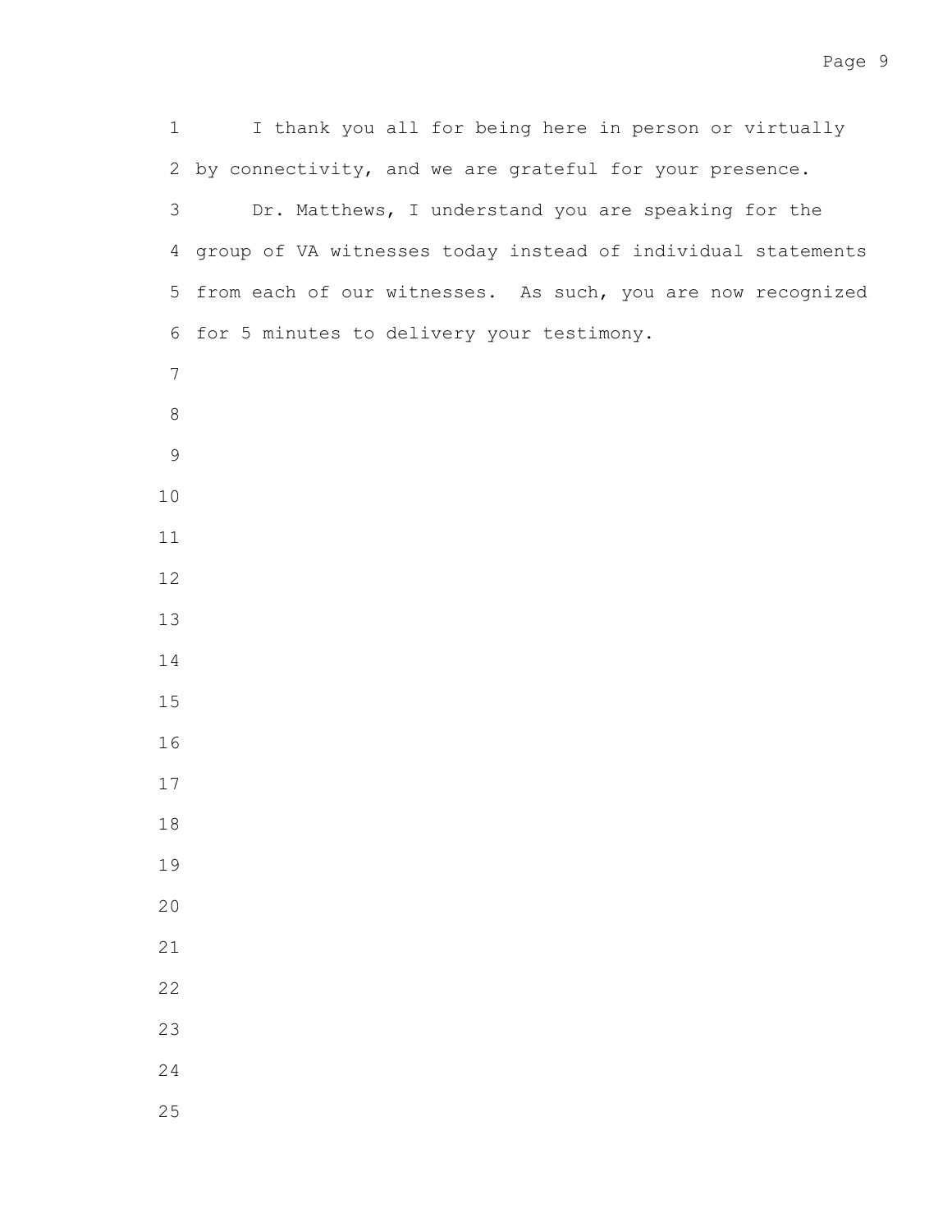I thank you all for being here in person or virtually by connectivity, and we are grateful for your presence.

Dr. Matthews, I understand you are speaking for the group of VA witnesses today instead of individual statements from each of our witnesses. As such, you are now recognized for 5 minutes to delivery your testimony.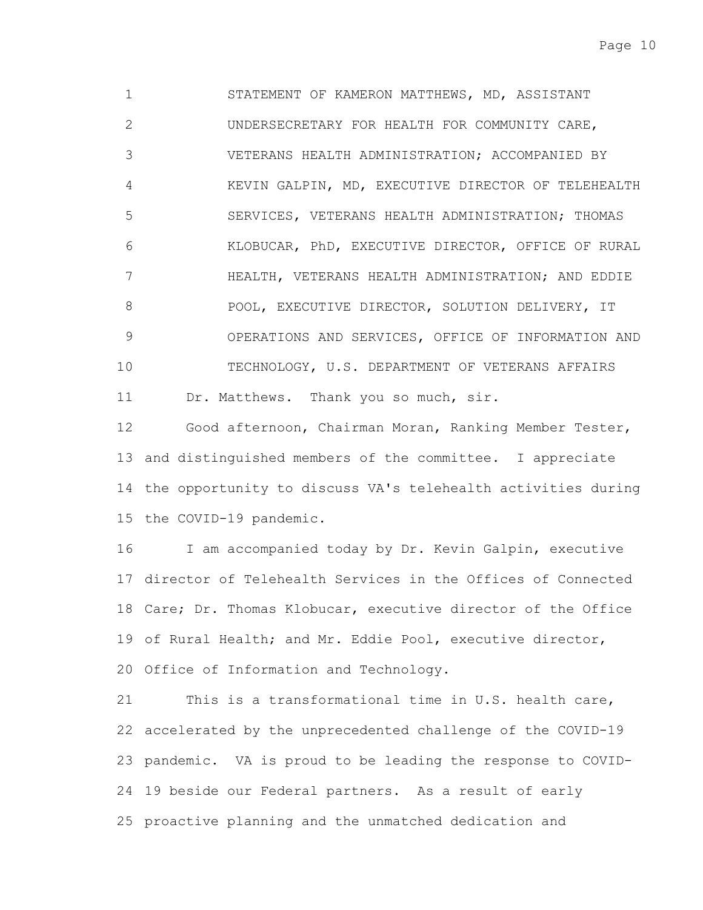STATEMENT OF KAMERON MATTHEWS, MD, ASSISTANT UNDERSECRETARY FOR HEALTH FOR COMMUNITY CARE, VETERANS HEALTH ADMINISTRATION; ACCOMPANIED BY KEVIN GALPIN, MD, EXECUTIVE DIRECTOR OF TELEHEALTH SERVICES, VETERANS HEALTH ADMINISTRATION; THOMAS KLOBUCAR, PhD, EXECUTIVE DIRECTOR, OFFICE OF RURAL HEALTH, VETERANS HEALTH ADMINISTRATION; AND EDDIE POOL, EXECUTIVE DIRECTOR, SOLUTION DELIVERY, IT OPERATIONS AND SERVICES, OFFICE OF INFORMATION AND TECHNOLOGY, U.S. DEPARTMENT OF VETERANS AFFAIRS

Dr. Matthews. Thank you so much, sir.

Good afternoon, Chairman Moran, Ranking Member Tester, and distinguished members of the committee. I appreciate the opportunity to discuss VA's telehealth activities during the COVID-19 pandemic.

I am accompanied today by Dr. Kevin Galpin, executive director of Telehealth Services in the Offices of Connected Care; Dr. Thomas Klobucar, executive director of the Office of Rural Health; and Mr. Eddie Pool, executive director, Office of Information and Technology.

This is a transformational time in U.S. health care, accelerated by the unprecedented challenge of the COVID-19 pandemic. VA is proud to be leading the response to COVID-19 beside our Federal partners. As a result of early proactive planning and the unmatched dedication and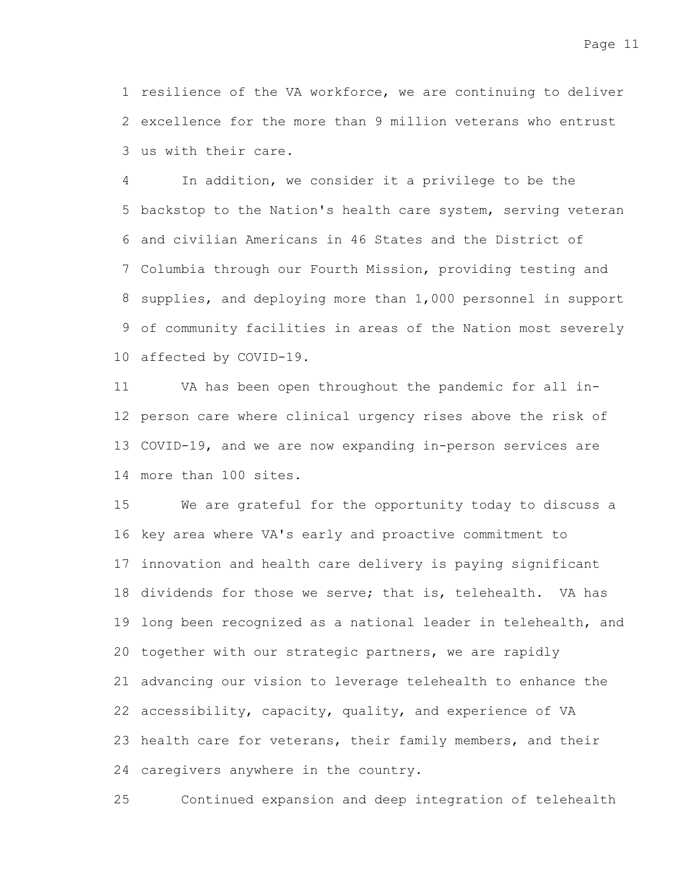resilience of the VA workforce, we are continuing to deliver excellence for the more than 9 million veterans who entrust us with their care.

In addition, we consider it a privilege to be the backstop to the Nation's health care system, serving veteran and civilian Americans in 46 States and the District of Columbia through our Fourth Mission, providing testing and supplies, and deploying more than 1,000 personnel in support of community facilities in areas of the Nation most severely affected by COVID-19.

VA has been open throughout the pandemic for all in-person care where clinical urgency rises above the risk of COVID-19, and we are now expanding in-person services are more than 100 sites.

We are grateful for the opportunity today to discuss a key area where VA's early and proactive commitment to innovation and health care delivery is paying significant dividends for those we serve; that is, telehealth. VA has long been recognized as a national leader in telehealth, and together with our strategic partners, we are rapidly advancing our vision to leverage telehealth to enhance the accessibility, capacity, quality, and experience of VA health care for veterans, their family members, and their caregivers anywhere in the country.

Continued expansion and deep integration of telehealth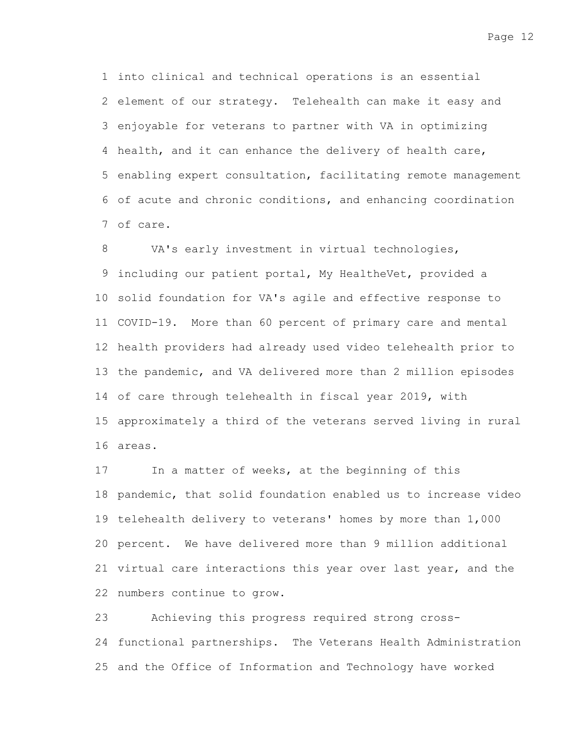into clinical and technical operations is an essential element of our strategy. Telehealth can make it easy and enjoyable for veterans to partner with VA in optimizing health, and it can enhance the delivery of health care, enabling expert consultation, facilitating remote management of acute and chronic conditions, and enhancing coordination of care.

VA's early investment in virtual technologies, including our patient portal, My HealtheVet, provided a solid foundation for VA's agile and effective response to COVID-19. More than 60 percent of primary care and mental health providers had already used video telehealth prior to the pandemic, and VA delivered more than 2 million episodes of care through telehealth in fiscal year 2019, with approximately a third of the veterans served living in rural areas.

In a matter of weeks, at the beginning of this pandemic, that solid foundation enabled us to increase video telehealth delivery to veterans' homes by more than 1,000 percent. We have delivered more than 9 million additional virtual care interactions this year over last year, and the numbers continue to grow.

Achieving this progress required strong cross-functional partnerships. The Veterans Health Administration and the Office of Information and Technology have worked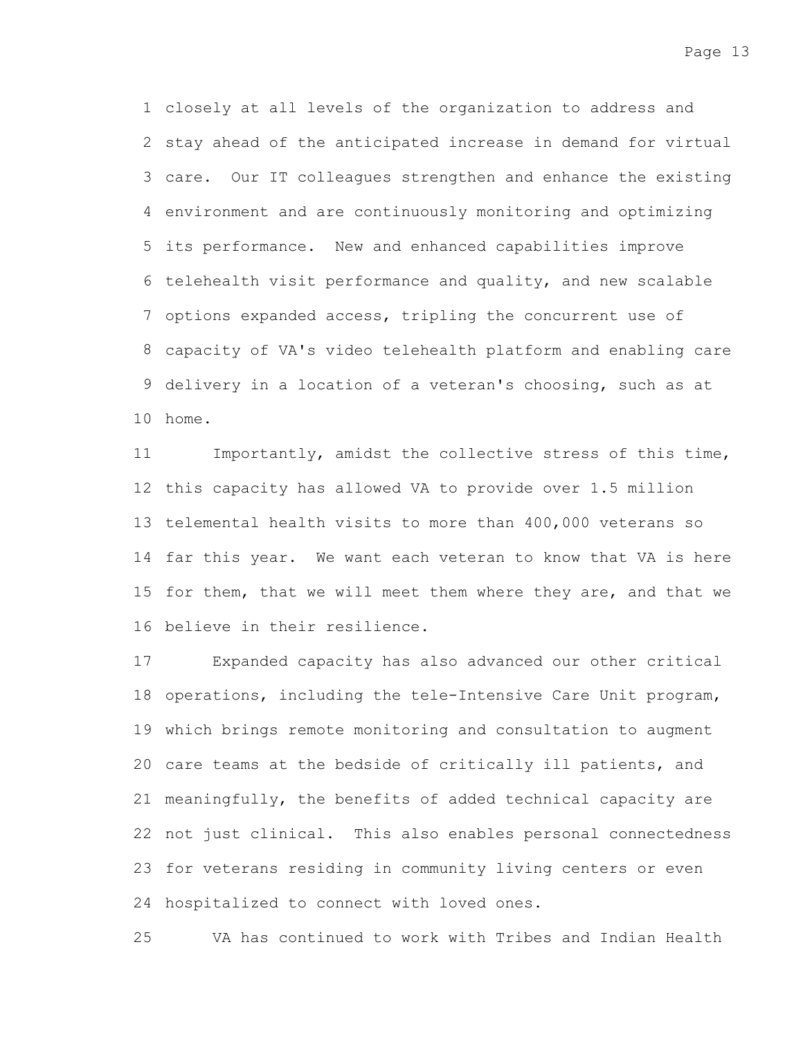closely at all levels of the organization to address and stay ahead of the anticipated increase in demand for virtual care. Our IT colleagues strengthen and enhance the existing environment and are continuously monitoring and optimizing its performance. New and enhanced capabilities improve telehealth visit performance and quality, and new scalable options expanded access, tripling the concurrent use of capacity of VA's video telehealth platform and enabling care delivery in a location of a veteran's choosing, such as at home.

Importantly, amidst the collective stress of this time, this capacity has allowed VA to provide over 1.5 million telemental health visits to more than 400,000 veterans so far this year. We want each veteran to know that VA is here for them, that we will meet them where they are, and that we believe in their resilience.

Expanded capacity has also advanced our other critical operations, including the tele-Intensive Care Unit program, which brings remote monitoring and consultation to augment care teams at the bedside of critically ill patients, and meaningfully, the benefits of added technical capacity are not just clinical. This also enables personal connectedness for veterans residing in community living centers or even hospitalized to connect with loved ones.

VA has continued to work with Tribes and Indian Health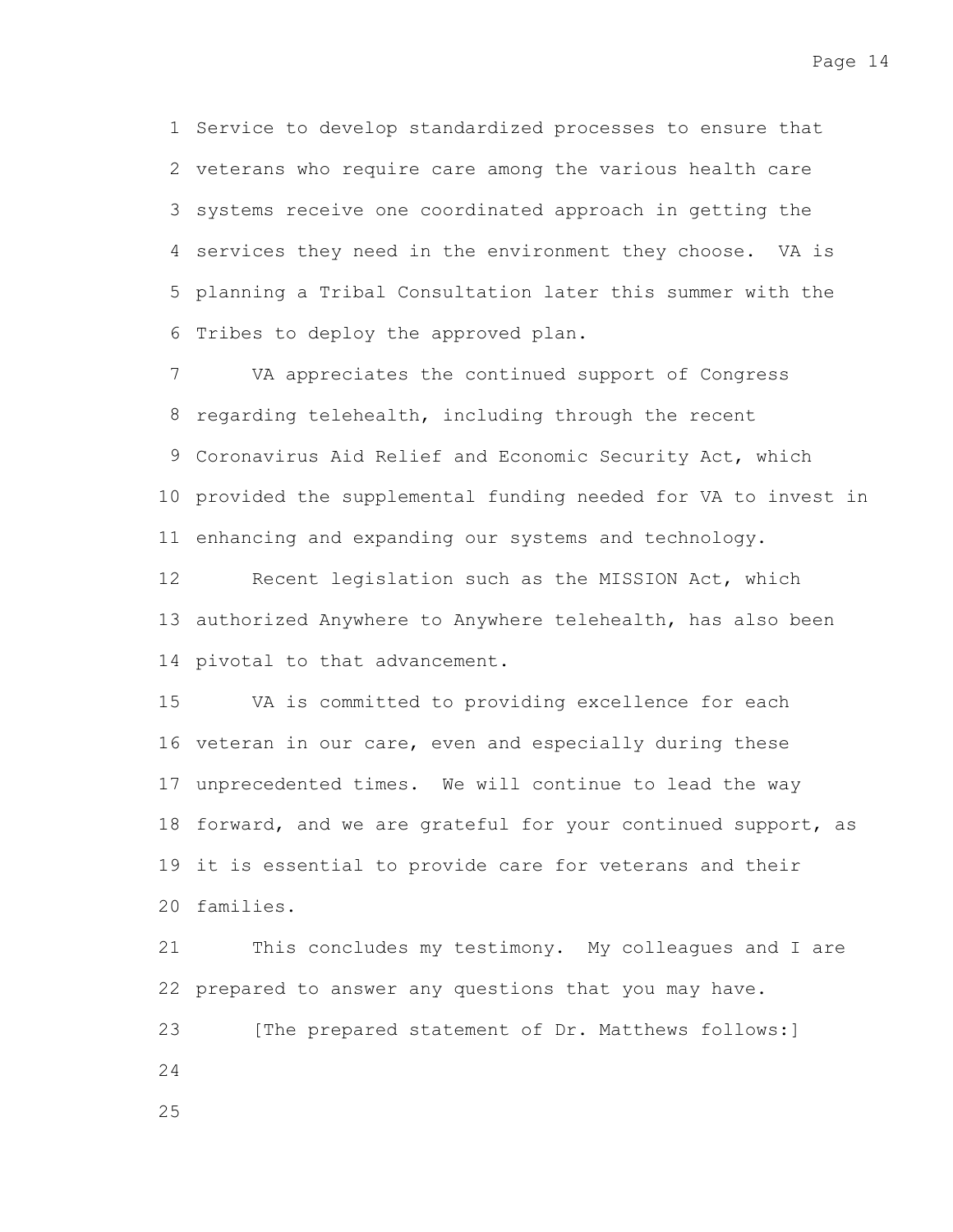Service to develop standardized processes to ensure that veterans who require care among the various health care systems receive one coordinated approach in getting the services they need in the environment they choose. VA is planning a Tribal Consultation later this summer with the Tribes to deploy the approved plan.

VA appreciates the continued support of Congress regarding telehealth, including through the recent Coronavirus Aid Relief and Economic Security Act, which provided the supplemental funding needed for VA to invest in enhancing and expanding our systems and technology.

Recent legislation such as the MISSION Act, which authorized Anywhere to Anywhere telehealth, has also been pivotal to that advancement.

VA is committed to providing excellence for each veteran in our care, even and especially during these unprecedented times. We will continue to lead the way forward, and we are grateful for your continued support, as it is essential to provide care for veterans and their families.

This concludes my testimony. My colleagues and I are prepared to answer any questions that you may have.

[The prepared statement of Dr. Matthews follows:]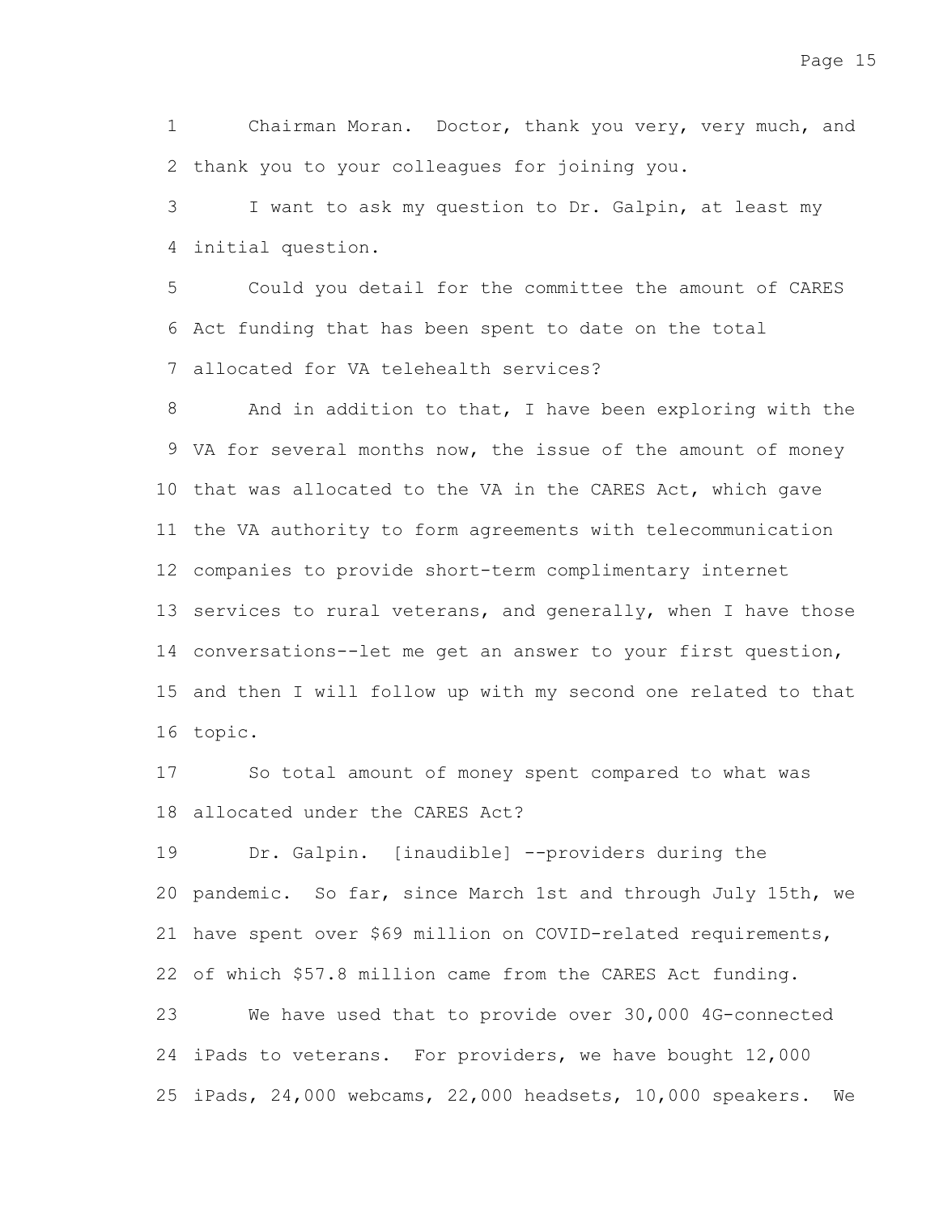Chairman Moran. Doctor, thank you very, very much, and thank you to your colleagues for joining you.

I want to ask my question to Dr. Galpin, at least my initial question.

Could you detail for the committee the amount of CARES Act funding that has been spent to date on the total allocated for VA telehealth services?

And in addition to that, I have been exploring with the VA for several months now, the issue of the amount of money that was allocated to the VA in the CARES Act, which gave the VA authority to form agreements with telecommunication companies to provide short-term complimentary internet services to rural veterans, and generally, when I have those conversations--let me get an answer to your first question, and then I will follow up with my second one related to that topic.

So total amount of money spent compared to what was allocated under the CARES Act?

Dr. Galpin. [inaudible] --providers during the pandemic. So far, since March 1st and through July 15th, we have spent over $69 million on COVID-related requirements, of which $57.8 million came from the CARES Act funding.

We have used that to provide over 30,000 4G-connected iPads to veterans. For providers, we have bought 12,000 iPads, 24,000 webcams, 22,000 headsets, 10,000 speakers. We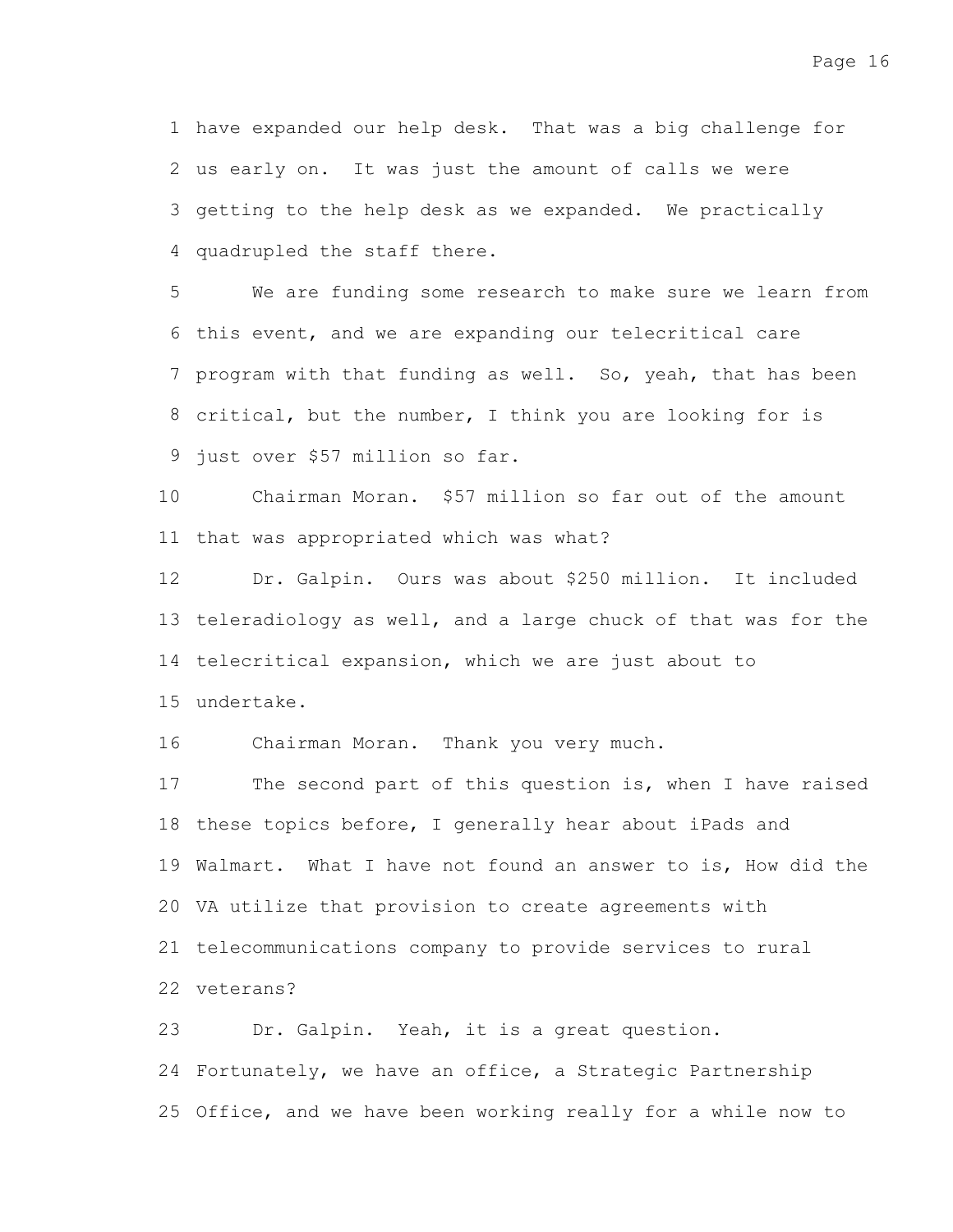have expanded our help desk. That was a big challenge for us early on. It was just the amount of calls we were getting to the help desk as we expanded. We practically quadrupled the staff there.

We are funding some research to make sure we learn from this event, and we are expanding our telecritical care program with that funding as well. So, yeah, that has been critical, but the number, I think you are looking for is just over $57 million so far.

Chairman Moran. $57 million so far out of the amount that was appropriated which was what?

Dr. Galpin. Ours was about $250 million. It included teleradiology as well, and a large chuck of that was for the telecritical expansion, which we are just about to undertake.

Chairman Moran. Thank you very much.

The second part of this question is, when I have raised these topics before, I generally hear about iPads and Walmart. What I have not found an answer to is, How did the VA utilize that provision to create agreements with telecommunications company to provide services to rural veterans?

Dr. Galpin. Yeah, it is a great question. Fortunately, we have an office, a Strategic Partnership Office, and we have been working really for a while now to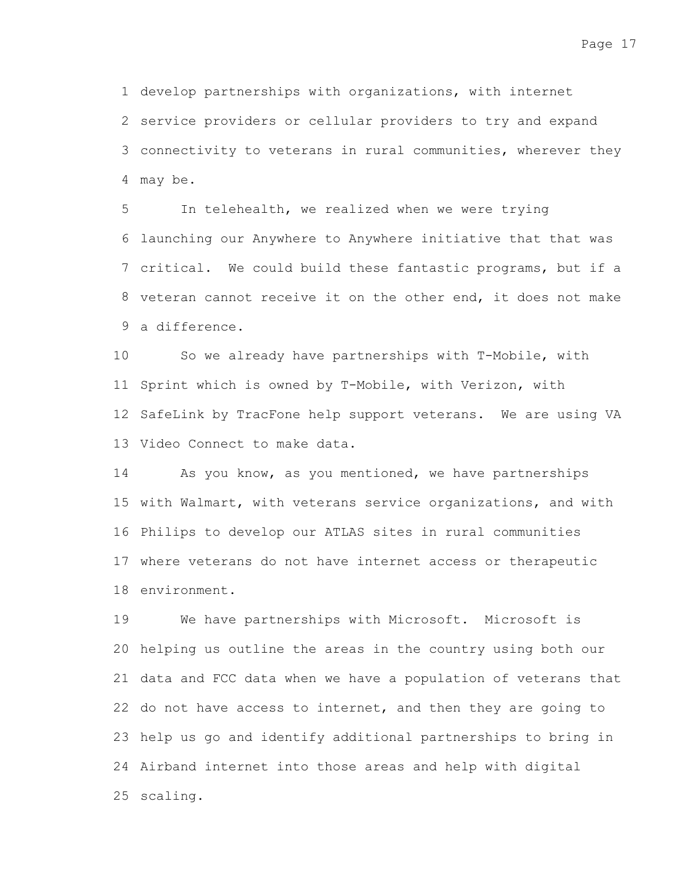develop partnerships with organizations, with internet service providers or cellular providers to try and expand connectivity to veterans in rural communities, wherever they may be.

In telehealth, we realized when we were trying launching our Anywhere to Anywhere initiative that that was critical. We could build these fantastic programs, but if a veteran cannot receive it on the other end, it does not make a difference.

So we already have partnerships with T-Mobile, with Sprint which is owned by T-Mobile, with Verizon, with SafeLink by TracFone help support veterans. We are using VA Video Connect to make data.

As you know, as you mentioned, we have partnerships with Walmart, with veterans service organizations, and with Philips to develop our ATLAS sites in rural communities where veterans do not have internet access or therapeutic environment.

We have partnerships with Microsoft. Microsoft is helping us outline the areas in the country using both our data and FCC data when we have a population of veterans that do not have access to internet, and then they are going to help us go and identify additional partnerships to bring in Airband internet into those areas and help with digital scaling.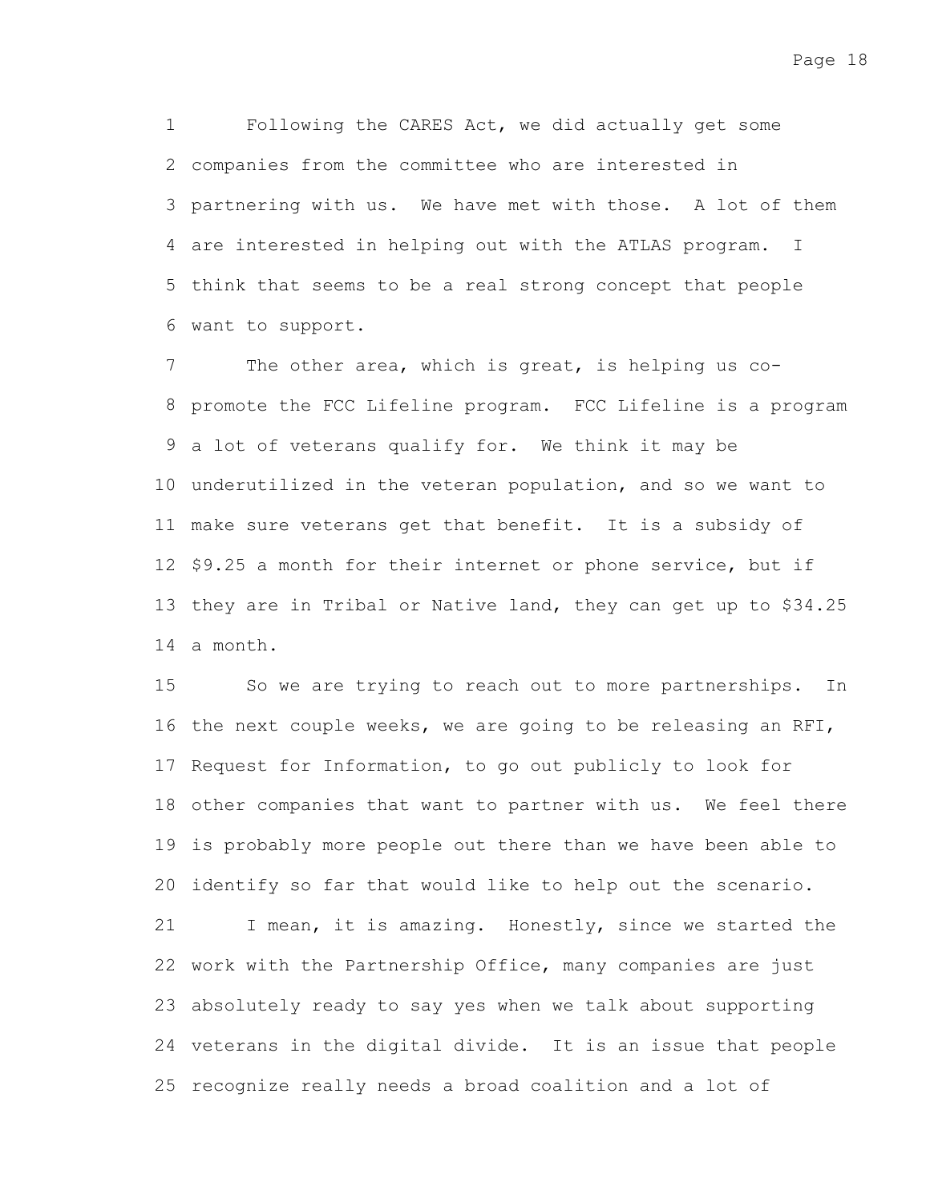Following the CARES Act, we did actually get some companies from the committee who are interested in partnering with us. We have met with those. A lot of them are interested in helping out with the ATLAS program. I think that seems to be a real strong concept that people want to support.

The other area, which is great, is helping us co-promote the FCC Lifeline program. FCC Lifeline is a program a lot of veterans qualify for. We think it may be underutilized in the veteran population, and so we want to make sure veterans get that benefit. It is a subsidy of $9.25 a month for their internet or phone service, but if they are in Tribal or Native land, they can get up to $34.25 a month.

So we are trying to reach out to more partnerships. In the next couple weeks, we are going to be releasing an RFI, Request for Information, to go out publicly to look for other companies that want to partner with us. We feel there is probably more people out there than we have been able to identify so far that would like to help out the scenario.

I mean, it is amazing. Honestly, since we started the work with the Partnership Office, many companies are just absolutely ready to say yes when we talk about supporting veterans in the digital divide. It is an issue that people recognize really needs a broad coalition and a lot of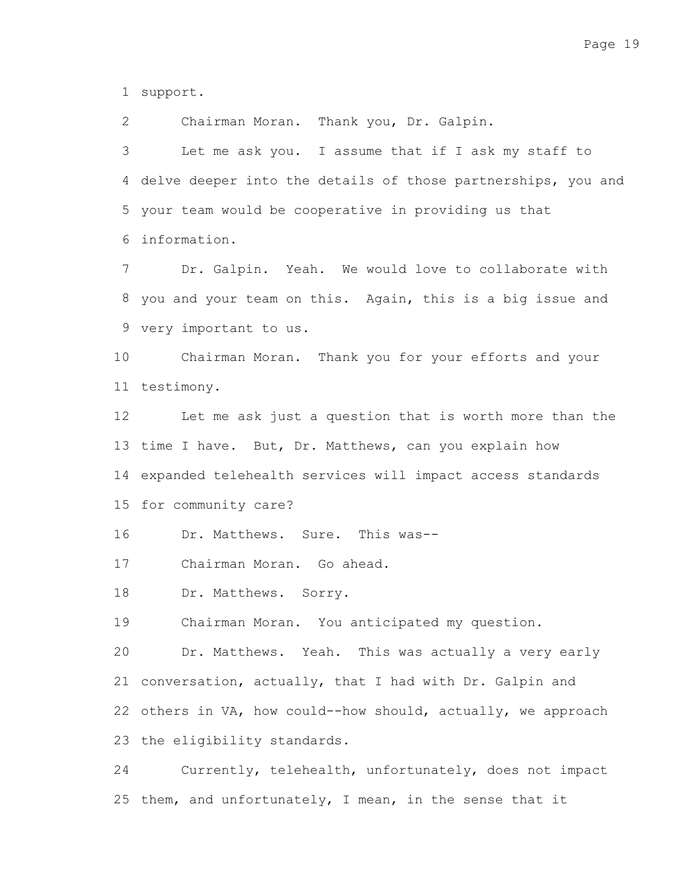support.

Chairman Moran. Thank you, Dr. Galpin.

Let me ask you. I assume that if I ask my staff to delve deeper into the details of those partnerships, you and your team would be cooperative in providing us that information.

Dr. Galpin. Yeah. We would love to collaborate with you and your team on this. Again, this is a big issue and very important to us.

Chairman Moran. Thank you for your efforts and your testimony.

Let me ask just a question that is worth more than the time I have. But, Dr. Matthews, can you explain how expanded telehealth services will impact access standards for community care?

Dr. Matthews. Sure. This was--

Chairman Moran. Go ahead.

Dr. Matthews. Sorry.

Chairman Moran. You anticipated my question.

Dr. Matthews. Yeah. This was actually a very early conversation, actually, that I had with Dr. Galpin and others in VA, how could--how should, actually, we approach the eligibility standards.

Currently, telehealth, unfortunately, does not impact them, and unfortunately, I mean, in the sense that it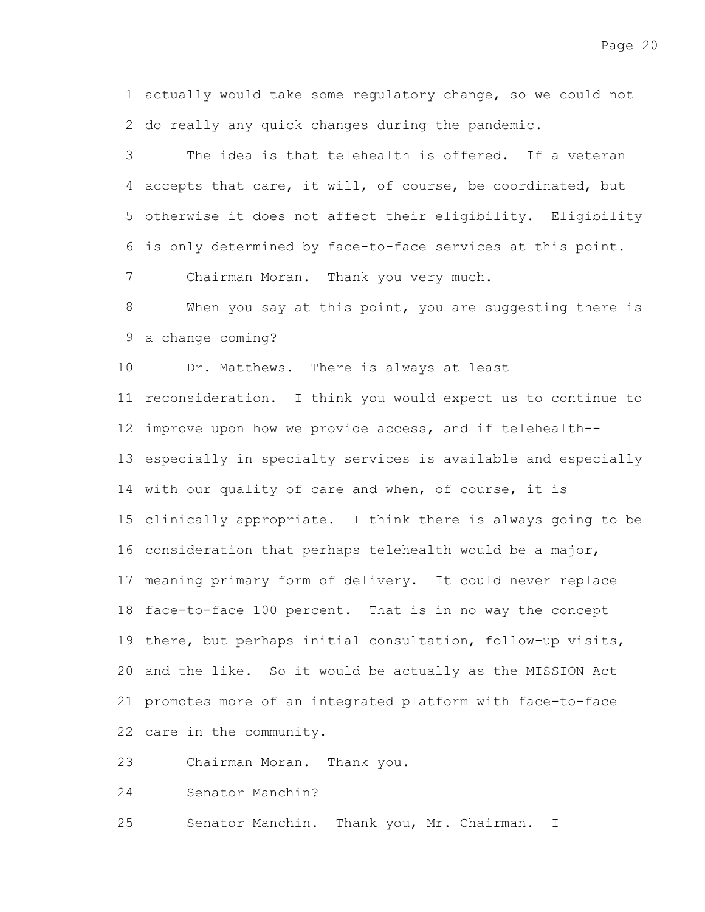actually would take some regulatory change, so we could not do really any quick changes during the pandemic.

The idea is that telehealth is offered. If a veteran accepts that care, it will, of course, be coordinated, but otherwise it does not affect their eligibility. Eligibility is only determined by face-to-face services at this point.

Chairman Moran. Thank you very much.

When you say at this point, you are suggesting there is a change coming?

Dr. Matthews. There is always at least reconsideration. I think you would expect us to continue to improve upon how we provide access, and if telehealth--especially in specialty services is available and especially with our quality of care and when, of course, it is clinically appropriate. I think there is always going to be consideration that perhaps telehealth would be a major, meaning primary form of delivery. It could never replace face-to-face 100 percent. That is in no way the concept there, but perhaps initial consultation, follow-up visits, and the like. So it would be actually as the MISSION Act promotes more of an integrated platform with face-to-face care in the community.

Chairman Moran. Thank you.

Senator Manchin?

Senator Manchin. Thank you, Mr. Chairman. I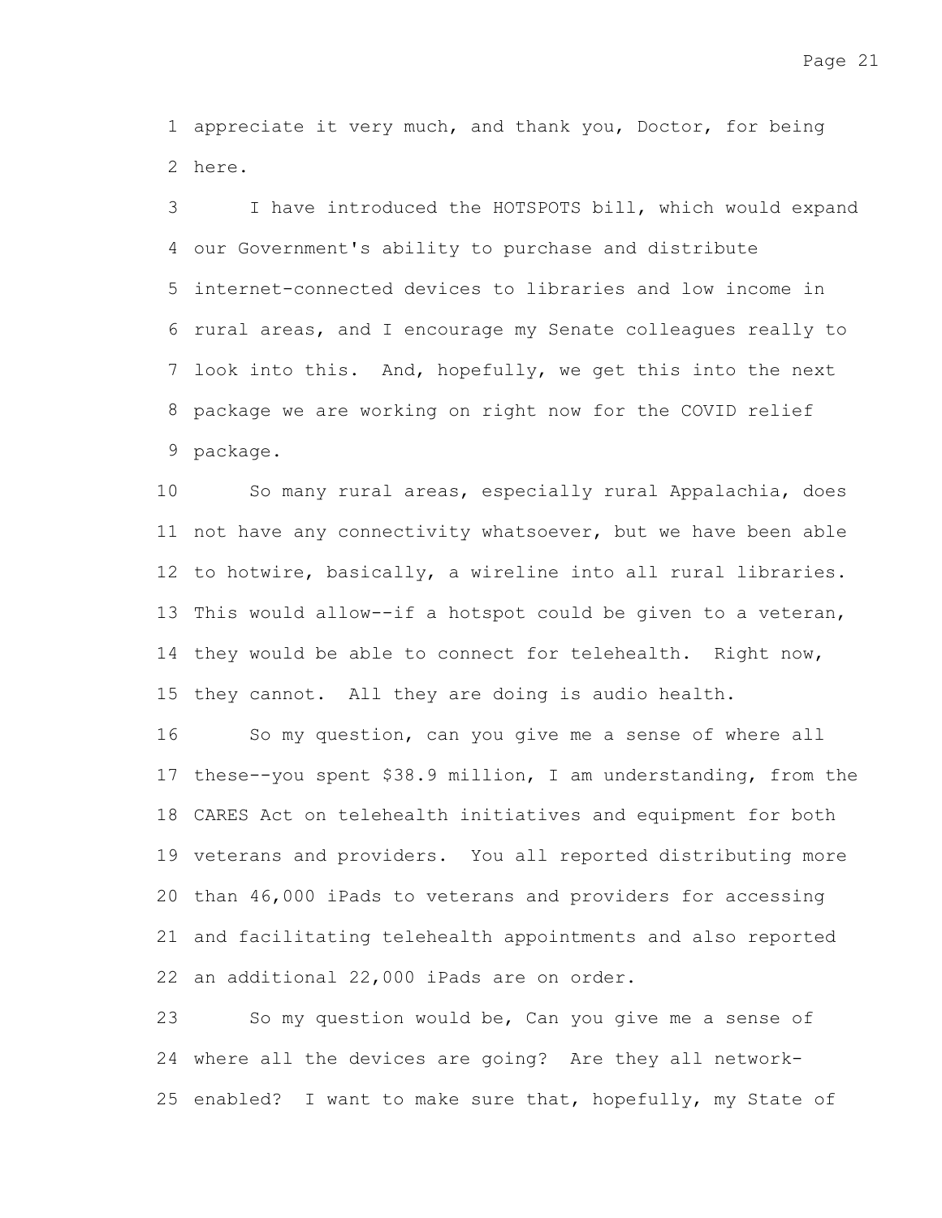appreciate it very much, and thank you, Doctor, for being here.

I have introduced the HOTSPOTS bill, which would expand our Government's ability to purchase and distribute internet-connected devices to libraries and low income in rural areas, and I encourage my Senate colleagues really to look into this. And, hopefully, we get this into the next package we are working on right now for the COVID relief package.

So many rural areas, especially rural Appalachia, does not have any connectivity whatsoever, but we have been able to hotwire, basically, a wireline into all rural libraries. This would allow--if a hotspot could be given to a veteran, they would be able to connect for telehealth. Right now, they cannot. All they are doing is audio health.

So my question, can you give me a sense of where all these--you spent $38.9 million, I am understanding, from the CARES Act on telehealth initiatives and equipment for both veterans and providers. You all reported distributing more than 46,000 iPads to veterans and providers for accessing and facilitating telehealth appointments and also reported an additional 22,000 iPads are on order.

So my question would be, Can you give me a sense of where all the devices are going? Are they all network-enabled? I want to make sure that, hopefully, my State of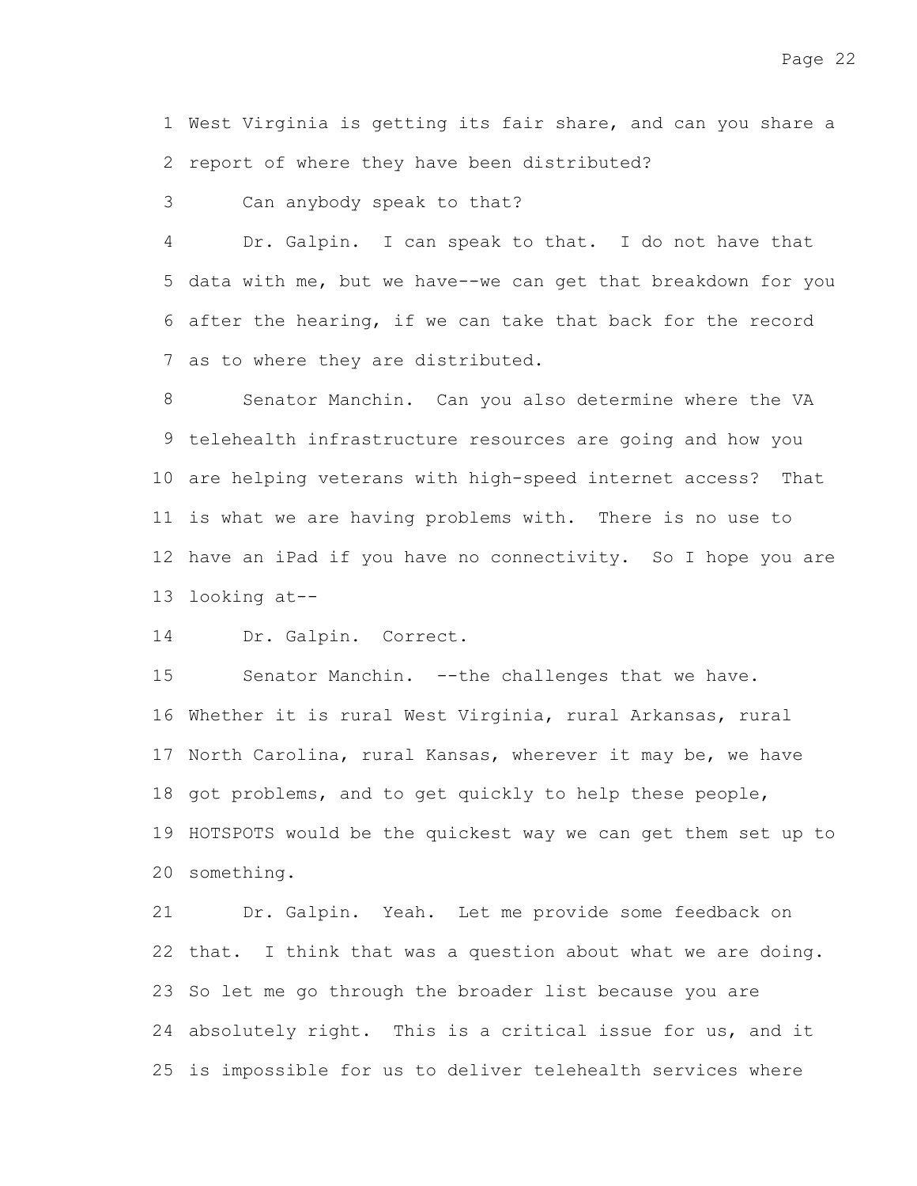West Virginia is getting its fair share, and can you share a report of where they have been distributed?

Can anybody speak to that?

Dr. Galpin. I can speak to that. I do not have that data with me, but we have--we can get that breakdown for you after the hearing, if we can take that back for the record as to where they are distributed.

Senator Manchin. Can you also determine where the VA telehealth infrastructure resources are going and how you are helping veterans with high-speed internet access? That is what we are having problems with. There is no use to have an iPad if you have no connectivity. So I hope you are looking at--

Dr. Galpin. Correct.

Senator Manchin. --the challenges that we have. Whether it is rural West Virginia, rural Arkansas, rural North Carolina, rural Kansas, wherever it may be, we have got problems, and to get quickly to help these people, HOTSPOTS would be the quickest way we can get them set up to something.

Dr. Galpin. Yeah. Let me provide some feedback on that. I think that was a question about what we are doing. So let me go through the broader list because you are absolutely right. This is a critical issue for us, and it is impossible for us to deliver telehealth services where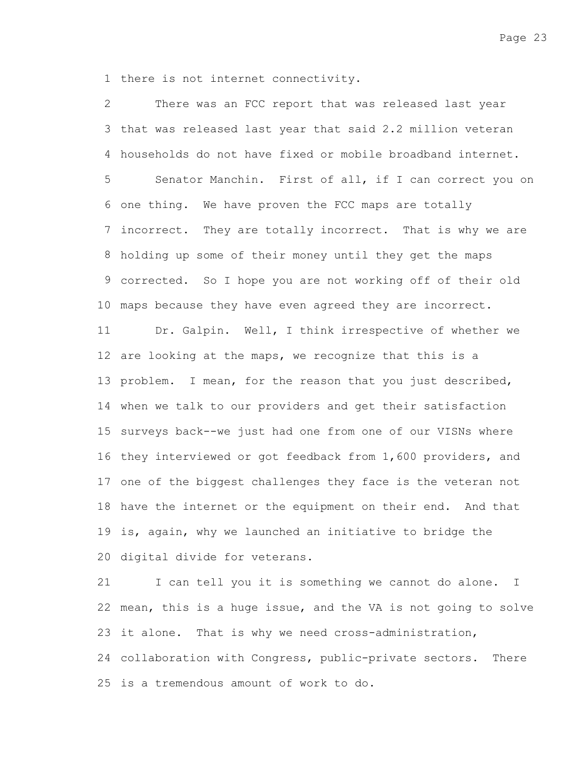there is not internet connectivity.

There was an FCC report that was released last year that was released last year that said 2.2 million veteran households do not have fixed or mobile broadband internet.

Senator Manchin. First of all, if I can correct you on one thing. We have proven the FCC maps are totally incorrect. They are totally incorrect. That is why we are holding up some of their money until they get the maps corrected. So I hope you are not working off of their old maps because they have even agreed they are incorrect.

Dr. Galpin. Well, I think irrespective of whether we are looking at the maps, we recognize that this is a problem. I mean, for the reason that you just described, when we talk to our providers and get their satisfaction surveys back--we just had one from one of our VISNs where they interviewed or got feedback from 1,600 providers, and one of the biggest challenges they face is the veteran not have the internet or the equipment on their end. And that is, again, why we launched an initiative to bridge the digital divide for veterans.

I can tell you it is something we cannot do alone. I mean, this is a huge issue, and the VA is not going to solve it alone. That is why we need cross-administration, collaboration with Congress, public-private sectors. There is a tremendous amount of work to do.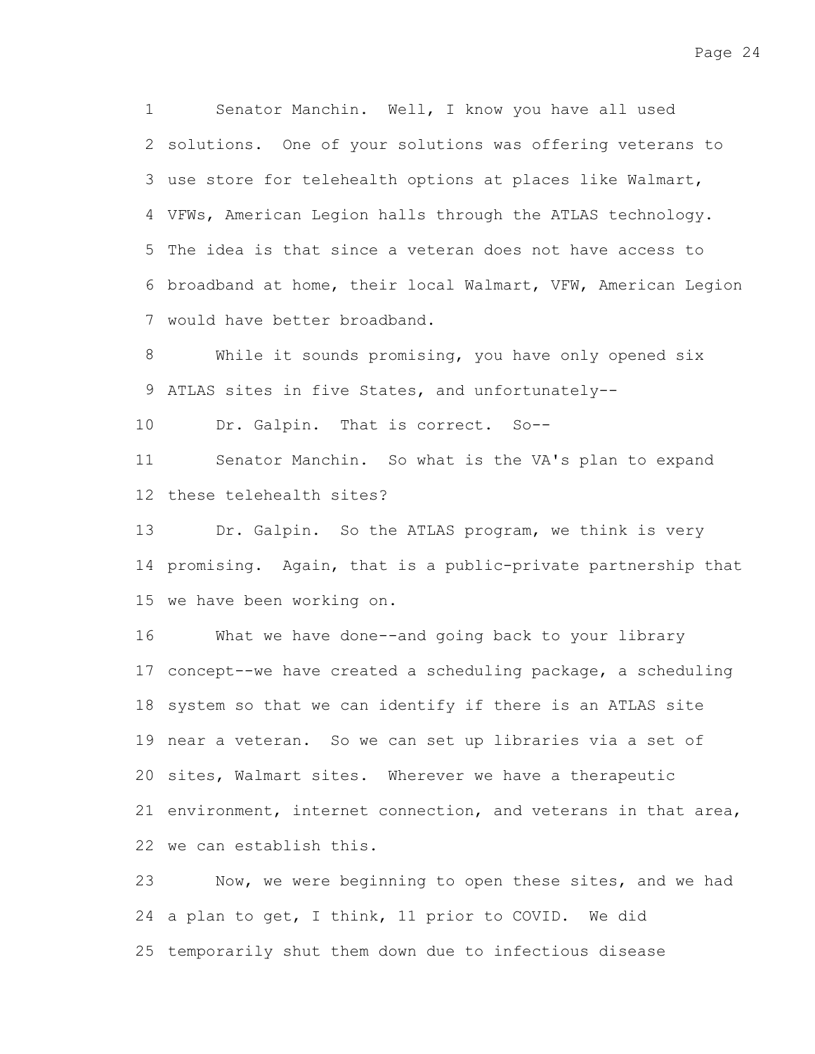Senator Manchin. Well, I know you have all used solutions. One of your solutions was offering veterans to use store for telehealth options at places like Walmart, VFWs, American Legion halls through the ATLAS technology. The idea is that since a veteran does not have access to broadband at home, their local Walmart, VFW, American Legion would have better broadband.

While it sounds promising, you have only opened six ATLAS sites in five States, and unfortunately--

Dr. Galpin. That is correct. So--

Senator Manchin. So what is the VA's plan to expand these telehealth sites?

Dr. Galpin. So the ATLAS program, we think is very promising. Again, that is a public-private partnership that we have been working on.

What we have done--and going back to your library concept--we have created a scheduling package, a scheduling system so that we can identify if there is an ATLAS site near a veteran. So we can set up libraries via a set of sites, Walmart sites. Wherever we have a therapeutic environment, internet connection, and veterans in that area, we can establish this.

Now, we were beginning to open these sites, and we had a plan to get, I think, 11 prior to COVID. We did temporarily shut them down due to infectious disease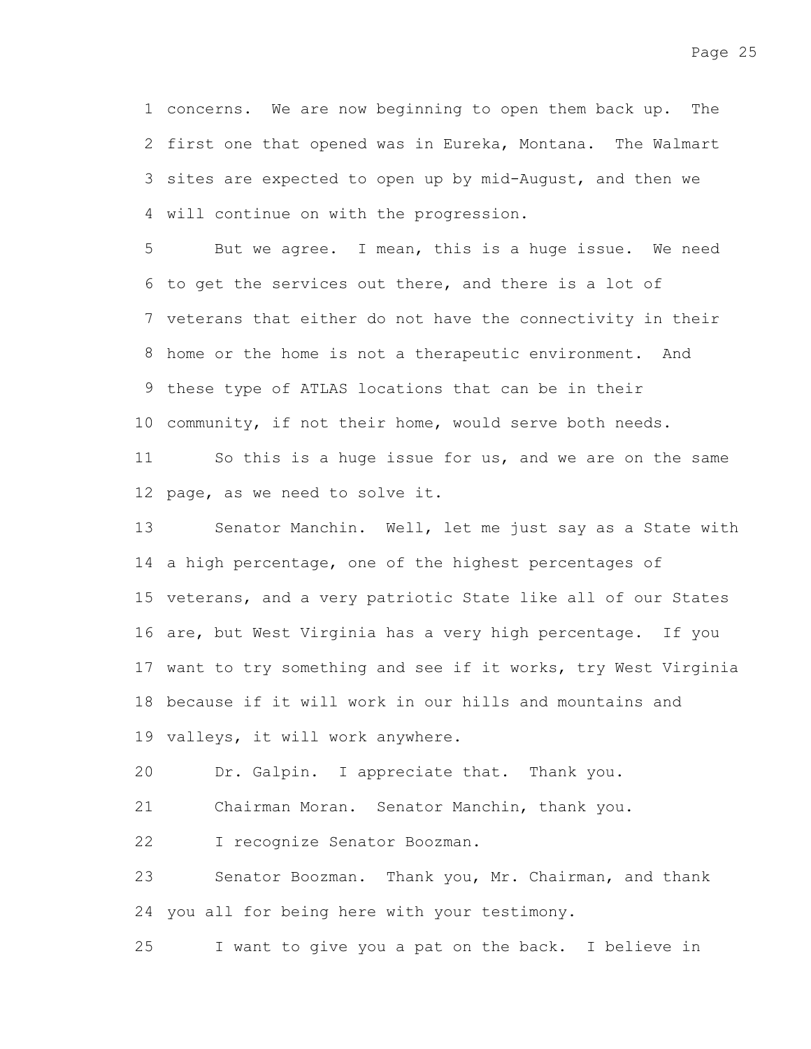concerns. We are now beginning to open them back up. The first one that opened was in Eureka, Montana. The Walmart sites are expected to open up by mid-August, and then we will continue on with the progression.

But we agree. I mean, this is a huge issue. We need to get the services out there, and there is a lot of veterans that either do not have the connectivity in their home or the home is not a therapeutic environment. And these type of ATLAS locations that can be in their community, if not their home, would serve both needs.

So this is a huge issue for us, and we are on the same page, as we need to solve it.

Senator Manchin. Well, let me just say as a State with a high percentage, one of the highest percentages of veterans, and a very patriotic State like all of our States are, but West Virginia has a very high percentage. If you want to try something and see if it works, try West Virginia because if it will work in our hills and mountains and valleys, it will work anywhere.

Dr. Galpin. I appreciate that. Thank you.

Chairman Moran. Senator Manchin, thank you.

I recognize Senator Boozman.

Senator Boozman. Thank you, Mr. Chairman, and thank you all for being here with your testimony.

I want to give you a pat on the back. I believe in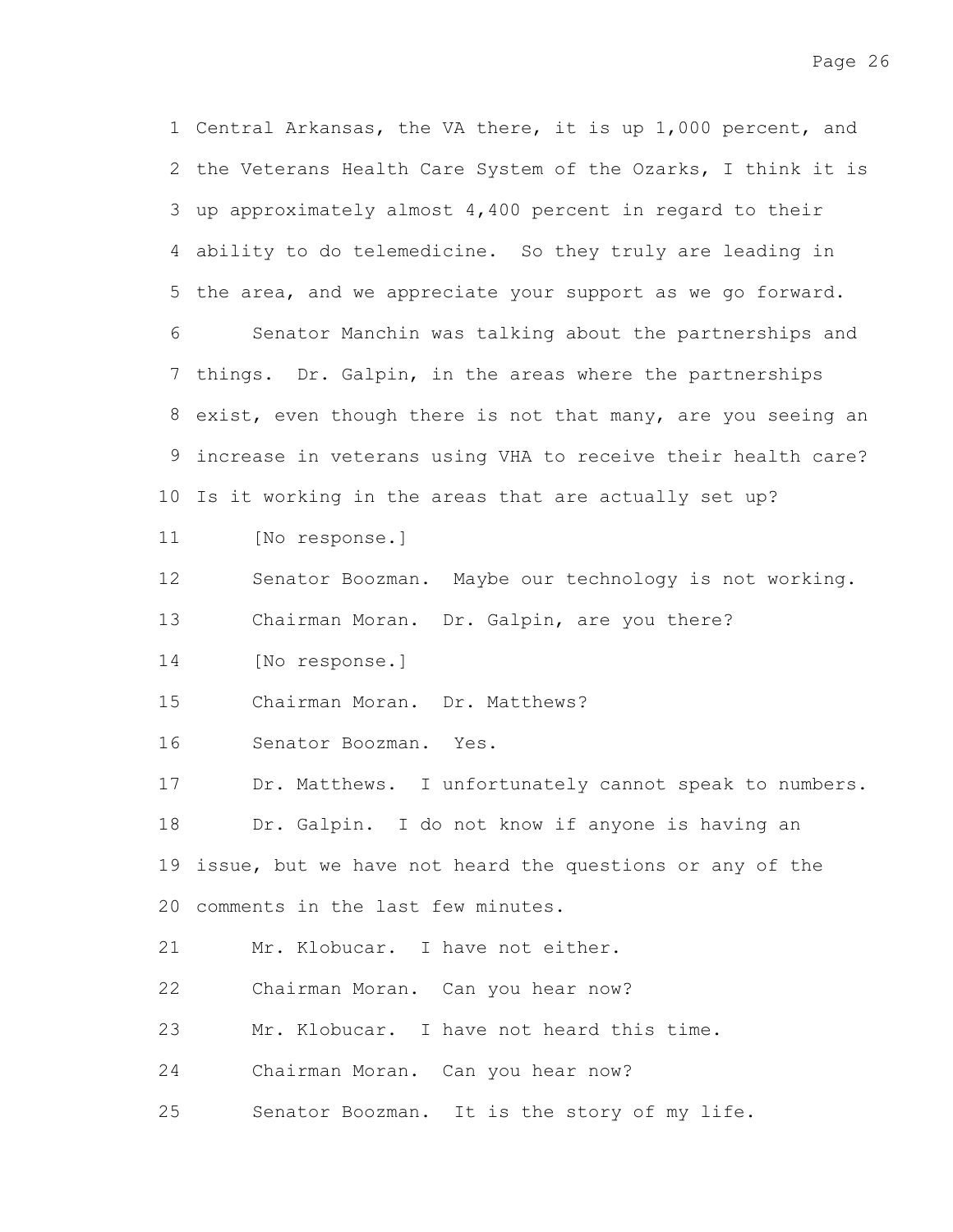Central Arkansas, the VA there, it is up 1,000 percent, and the Veterans Health Care System of the Ozarks, I think it is up approximately almost 4,400 percent in regard to their ability to do telemedicine. So they truly are leading in the area, and we appreciate your support as we go forward.

Senator Manchin was talking about the partnerships and things. Dr. Galpin, in the areas where the partnerships exist, even though there is not that many, are you seeing an increase in veterans using VHA to receive their health care? Is it working in the areas that are actually set up?

[No response.]

Senator Boozman. Maybe our technology is not working.

Chairman Moran. Dr. Galpin, are you there?

[No response.]

Chairman Moran. Dr. Matthews?

Senator Boozman. Yes.

Dr. Matthews. I unfortunately cannot speak to numbers.

Dr. Galpin. I do not know if anyone is having an issue, but we have not heard the questions or any of the comments in the last few minutes.

Mr. Klobucar. I have not either.

Chairman Moran. Can you hear now?

Mr. Klobucar. I have not heard this time.

Chairman Moran. Can you hear now?

Senator Boozman. It is the story of my life.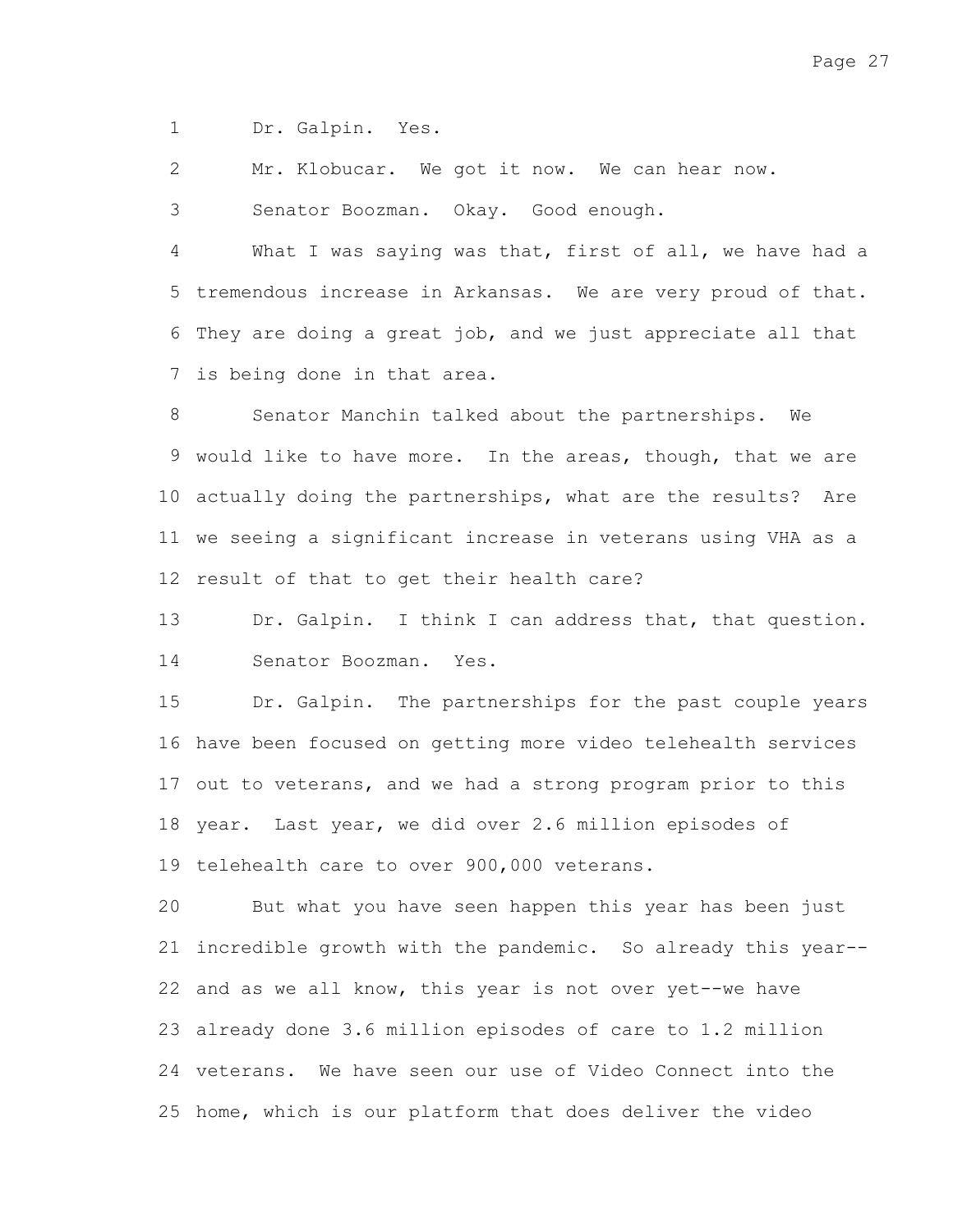Dr. Galpin. Yes.

Mr. Klobucar. We got it now. We can hear now.

Senator Boozman. Okay. Good enough.

What I was saying was that, first of all, we have had a tremendous increase in Arkansas. We are very proud of that. They are doing a great job, and we just appreciate all that is being done in that area.

Senator Manchin talked about the partnerships. We would like to have more. In the areas, though, that we are actually doing the partnerships, what are the results? Are we seeing a significant increase in veterans using VHA as a result of that to get their health care?

Dr. Galpin. I think I can address that, that question.

Senator Boozman. Yes.

Dr. Galpin. The partnerships for the past couple years have been focused on getting more video telehealth services out to veterans, and we had a strong program prior to this year. Last year, we did over 2.6 million episodes of telehealth care to over 900,000 veterans.

But what you have seen happen this year has been just incredible growth with the pandemic. So already this year--and as we all know, this year is not over yet--we have already done 3.6 million episodes of care to 1.2 million veterans. We have seen our use of Video Connect into the home, which is our platform that does deliver the video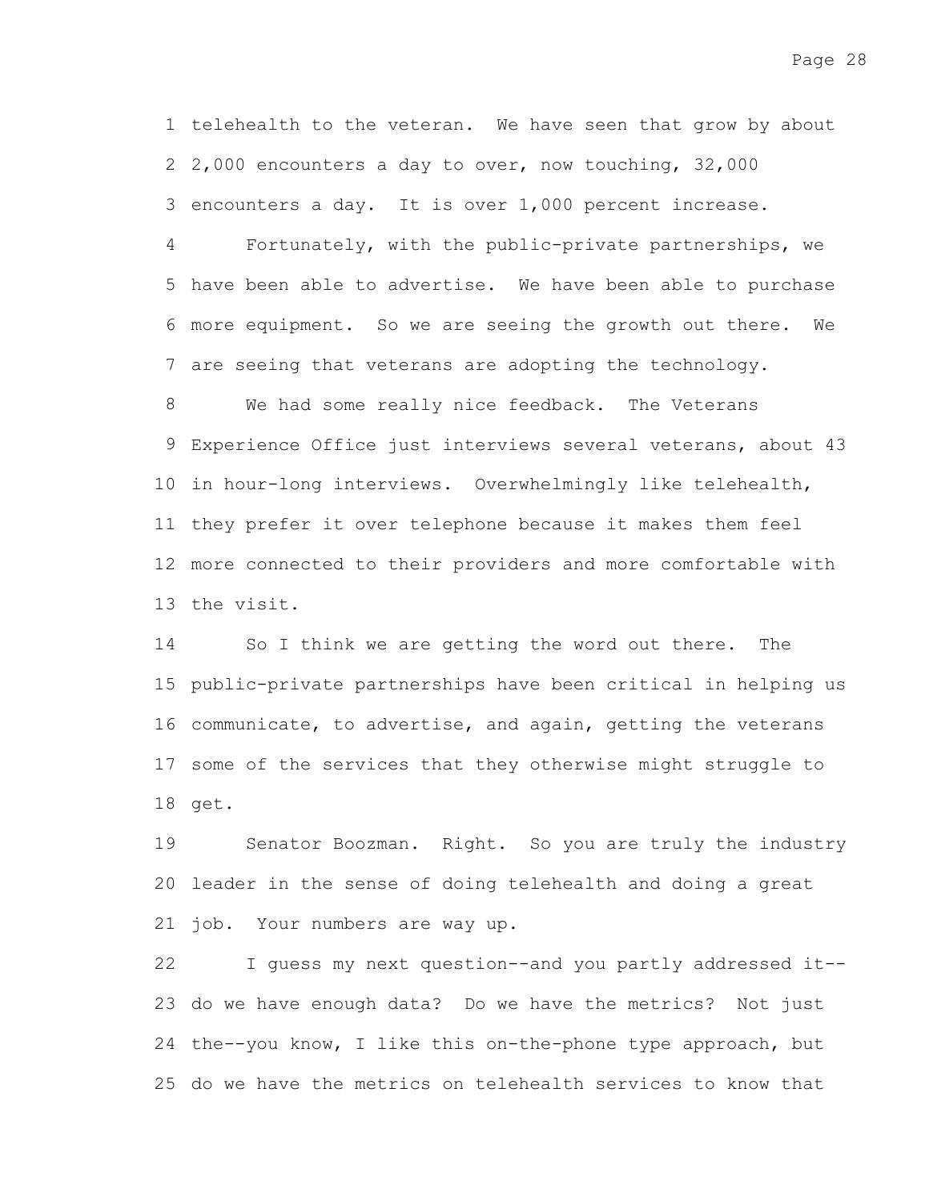telehealth to the veteran. We have seen that grow by about 2,000 encounters a day to over, now touching, 32,000 encounters a day. It is over 1,000 percent increase.

Fortunately, with the public-private partnerships, we have been able to advertise. We have been able to purchase more equipment. So we are seeing the growth out there. We are seeing that veterans are adopting the technology.

We had some really nice feedback. The Veterans Experience Office just interviews several veterans, about 43 in hour-long interviews. Overwhelmingly like telehealth, they prefer it over telephone because it makes them feel more connected to their providers and more comfortable with the visit.

So I think we are getting the word out there. The public-private partnerships have been critical in helping us communicate, to advertise, and again, getting the veterans some of the services that they otherwise might struggle to get.

Senator Boozman. Right. So you are truly the industry leader in the sense of doing telehealth and doing a great job. Your numbers are way up.

I guess my next question--and you partly addressed it--do we have enough data? Do we have the metrics? Not just the--you know, I like this on-the-phone type approach, but do we have the metrics on telehealth services to know that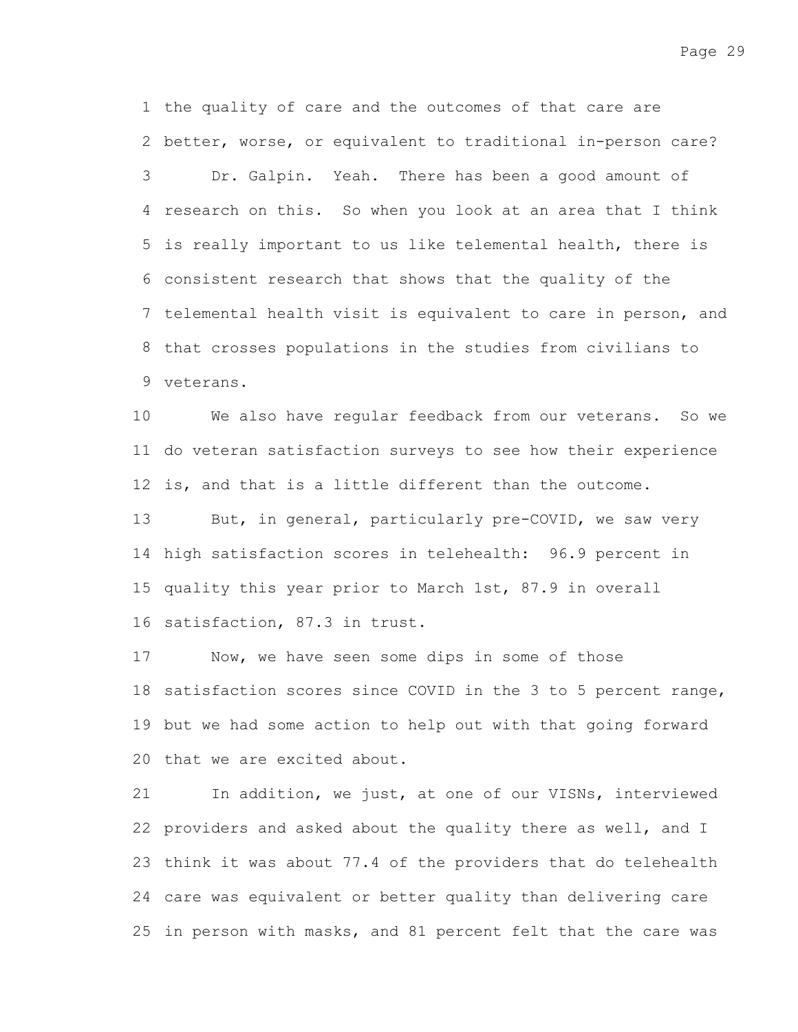1 the quality of care and the outcomes of that care are
2 better, worse, or equivalent to traditional in-person care?
3 Dr. Galpin. Yeah. There has been a good amount of
4 research on this. So when you look at an area that I think
5 is really important to us like telemental health, there is
6 consistent research that shows that the quality of the
7 telemental health visit is equivalent to care in person, and
8 that crosses populations in the studies from civilians to
9 veterans.

10 We also have regular feedback from our veterans. So we
11 do veteran satisfaction surveys to see how their experience
12 is, and that is a little different than the outcome.

13 But, in general, particularly pre-COVID, we saw very
14 high satisfaction scores in telehealth: 96.9 percent in
15 quality this year prior to March 1st, 87.9 in overall
16 satisfaction, 87.3 in trust.

17 Now, we have seen some dips in some of those
18 satisfaction scores since COVID in the 3 to 5 percent range,
19 but we had some action to help out with that going forward
20 that we are excited about.

21 In addition, we just, at one of our VISNs, interviewed
22 providers and asked about the quality there as well, and I
23 think it was about 77.4 of the providers that do telehealth
24 care was equivalent or better quality than delivering care
25 in person with masks, and 81 percent felt that the care was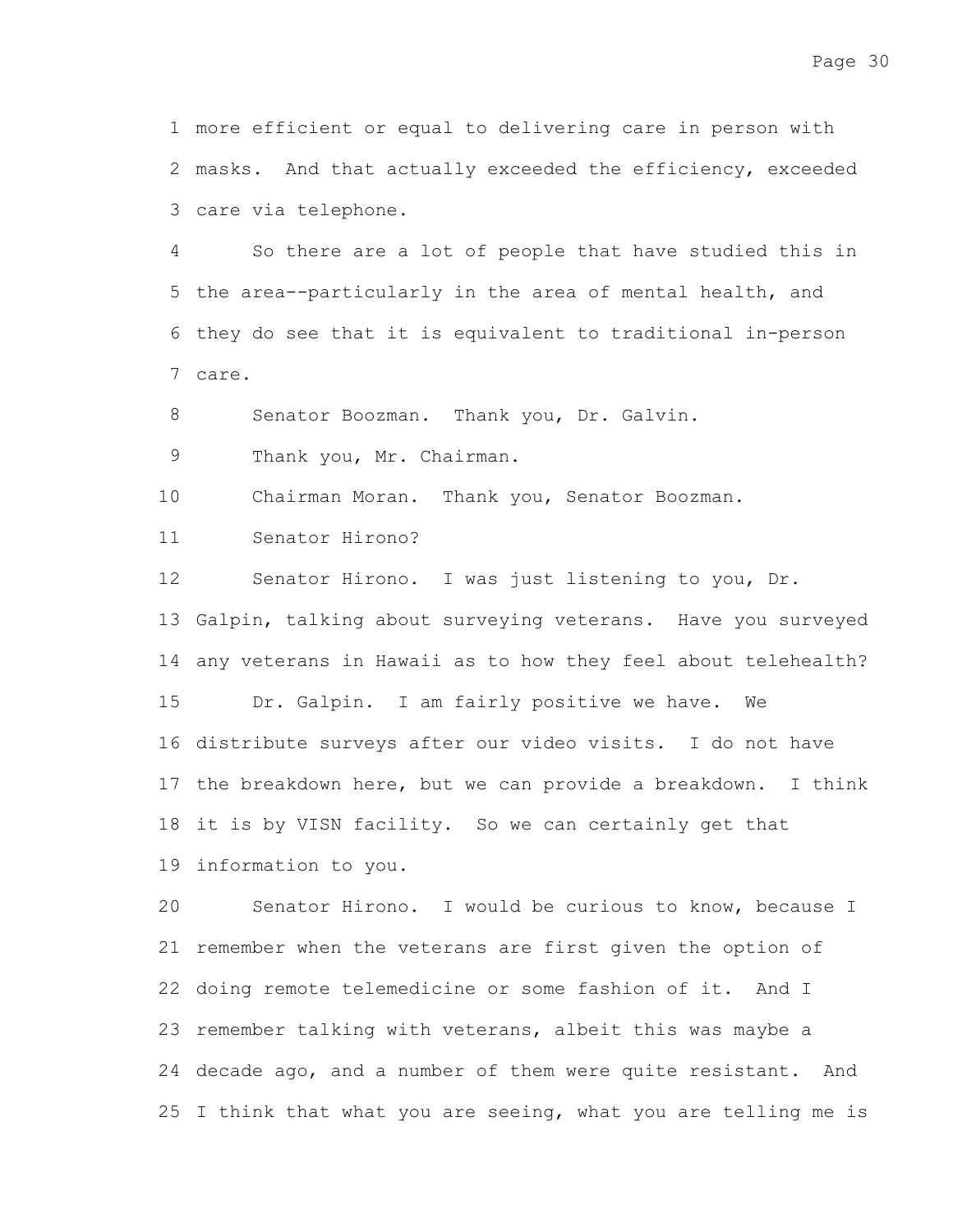more efficient or equal to delivering care in person with masks. And that actually exceeded the efficiency, exceeded care via telephone.

So there are a lot of people that have studied this in the area--particularly in the area of mental health, and they do see that it is equivalent to traditional in-person care.

Senator Boozman. Thank you, Dr. Galvin.

Thank you, Mr. Chairman.

Chairman Moran. Thank you, Senator Boozman.

Senator Hirono?

Senator Hirono. I was just listening to you, Dr. Galpin, talking about surveying veterans. Have you surveyed any veterans in Hawaii as to how they feel about telehealth?

Dr. Galpin. I am fairly positive we have. We distribute surveys after our video visits. I do not have the breakdown here, but we can provide a breakdown. I think it is by VISN facility. So we can certainly get that information to you.

Senator Hirono. I would be curious to know, because I remember when the veterans are first given the option of doing remote telemedicine or some fashion of it. And I remember talking with veterans, albeit this was maybe a decade ago, and a number of them were quite resistant. And I think that what you are seeing, what you are telling me is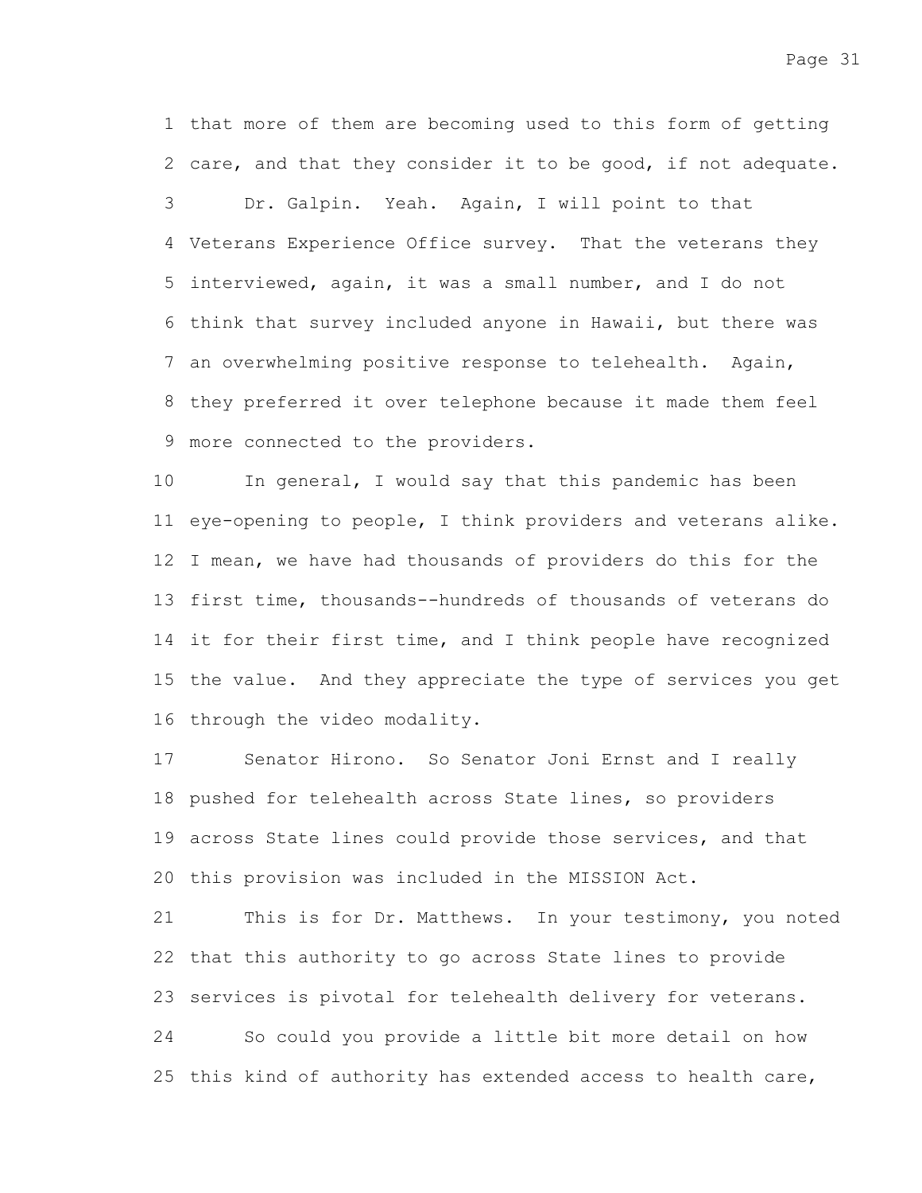that more of them are becoming used to this form of getting care, and that they consider it to be good, if not adequate.

Dr. Galpin. Yeah. Again, I will point to that Veterans Experience Office survey. That the veterans they interviewed, again, it was a small number, and I do not think that survey included anyone in Hawaii, but there was an overwhelming positive response to telehealth. Again, they preferred it over telephone because it made them feel more connected to the providers.

In general, I would say that this pandemic has been eye-opening to people, I think providers and veterans alike. I mean, we have had thousands of providers do this for the first time, thousands--hundreds of thousands of veterans do it for their first time, and I think people have recognized the value. And they appreciate the type of services you get through the video modality.

Senator Hirono. So Senator Joni Ernst and I really pushed for telehealth across State lines, so providers across State lines could provide those services, and that this provision was included in the MISSION Act.

This is for Dr. Matthews. In your testimony, you noted that this authority to go across State lines to provide services is pivotal for telehealth delivery for veterans.

So could you provide a little bit more detail on how this kind of authority has extended access to health care,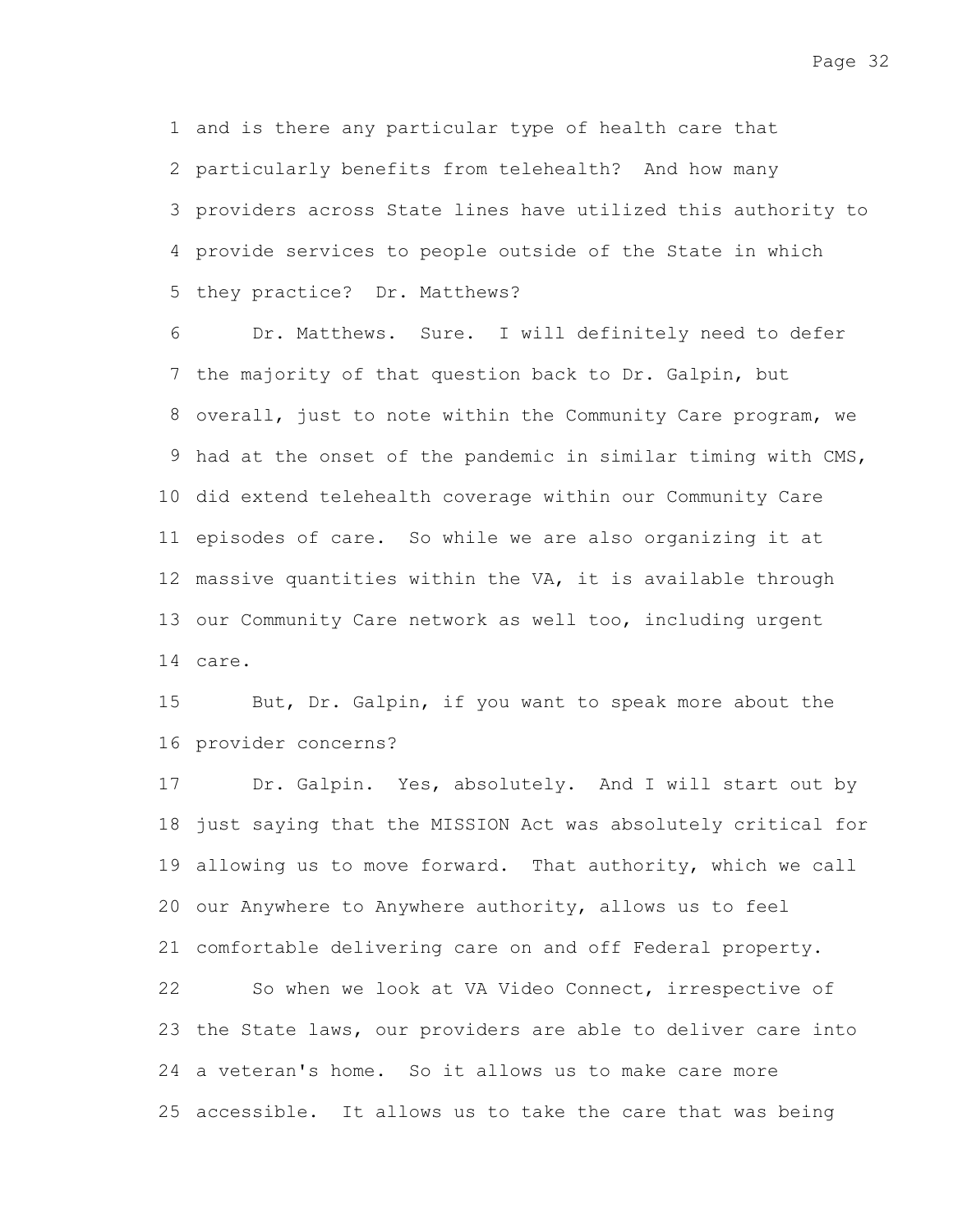and is there any particular type of health care that particularly benefits from telehealth? And how many providers across State lines have utilized this authority to provide services to people outside of the State in which they practice? Dr. Matthews?

Dr. Matthews. Sure. I will definitely need to defer the majority of that question back to Dr. Galpin, but overall, just to note within the Community Care program, we had at the onset of the pandemic in similar timing with CMS, did extend telehealth coverage within our Community Care episodes of care. So while we are also organizing it at massive quantities within the VA, it is available through our Community Care network as well too, including urgent care.

But, Dr. Galpin, if you want to speak more about the provider concerns?

Dr. Galpin. Yes, absolutely. And I will start out by just saying that the MISSION Act was absolutely critical for allowing us to move forward. That authority, which we call our Anywhere to Anywhere authority, allows us to feel comfortable delivering care on and off Federal property.

So when we look at VA Video Connect, irrespective of the State laws, our providers are able to deliver care into a veteran's home. So it allows us to make care more accessible. It allows us to take the care that was being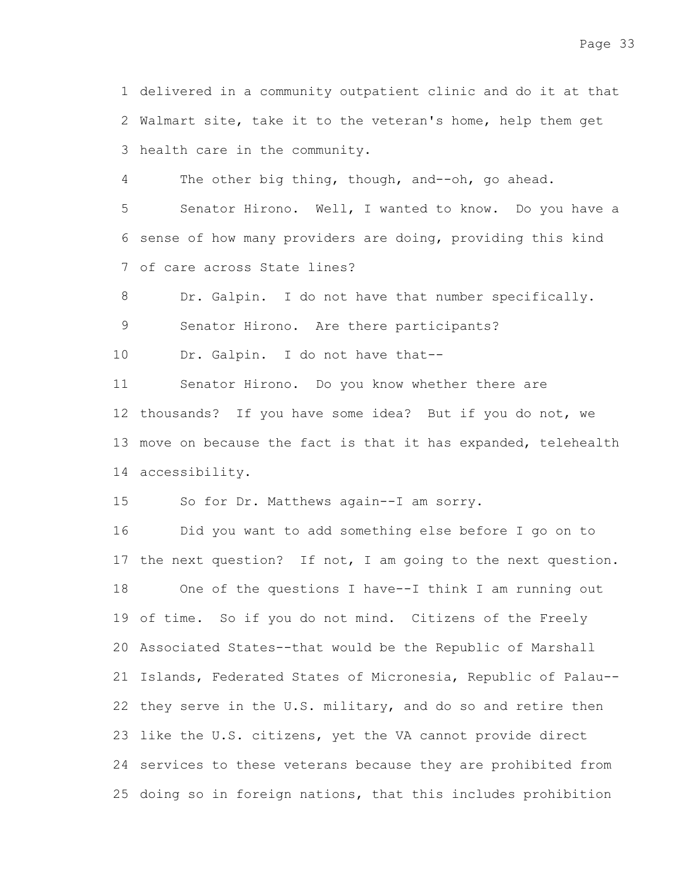delivered in a community outpatient clinic and do it at that Walmart site, take it to the veteran's home, help them get health care in the community.

The other big thing, though, and--oh, go ahead.

Senator Hirono. Well, I wanted to know. Do you have a sense of how many providers are doing, providing this kind of care across State lines?

Dr. Galpin. I do not have that number specifically.

Senator Hirono. Are there participants?

Dr. Galpin. I do not have that--

Senator Hirono. Do you know whether there are thousands? If you have some idea? But if you do not, we move on because the fact is that it has expanded, telehealth accessibility.

So for Dr. Matthews again--I am sorry.

Did you want to add something else before I go on to the next question? If not, I am going to the next question.

One of the questions I have--I think I am running out of time. So if you do not mind. Citizens of the Freely Associated States--that would be the Republic of Marshall Islands, Federated States of Micronesia, Republic of Palau--they serve in the U.S. military, and do so and retire then like the U.S. citizens, yet the VA cannot provide direct services to these veterans because they are prohibited from doing so in foreign nations, that this includes prohibition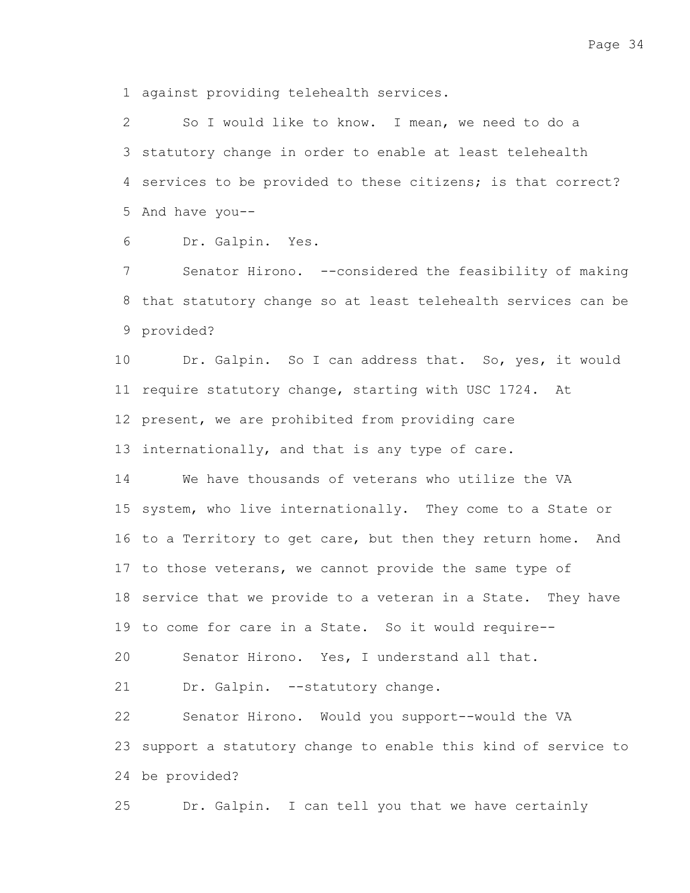against providing telehealth services.

So I would like to know. I mean, we need to do a statutory change in order to enable at least telehealth services to be provided to these citizens; is that correct? And have you--

Dr. Galpin. Yes.

Senator Hirono. --considered the feasibility of making that statutory change so at least telehealth services can be provided?

Dr. Galpin. So I can address that. So, yes, it would require statutory change, starting with USC 1724. At present, we are prohibited from providing care internationally, and that is any type of care.

We have thousands of veterans who utilize the VA system, who live internationally. They come to a State or to a Territory to get care, but then they return home. And to those veterans, we cannot provide the same type of service that we provide to a veteran in a State. They have to come for care in a State. So it would require--

Senator Hirono. Yes, I understand all that.

Dr. Galpin. --statutory change.

Senator Hirono. Would you support--would the VA support a statutory change to enable this kind of service to be provided?

Dr. Galpin. I can tell you that we have certainly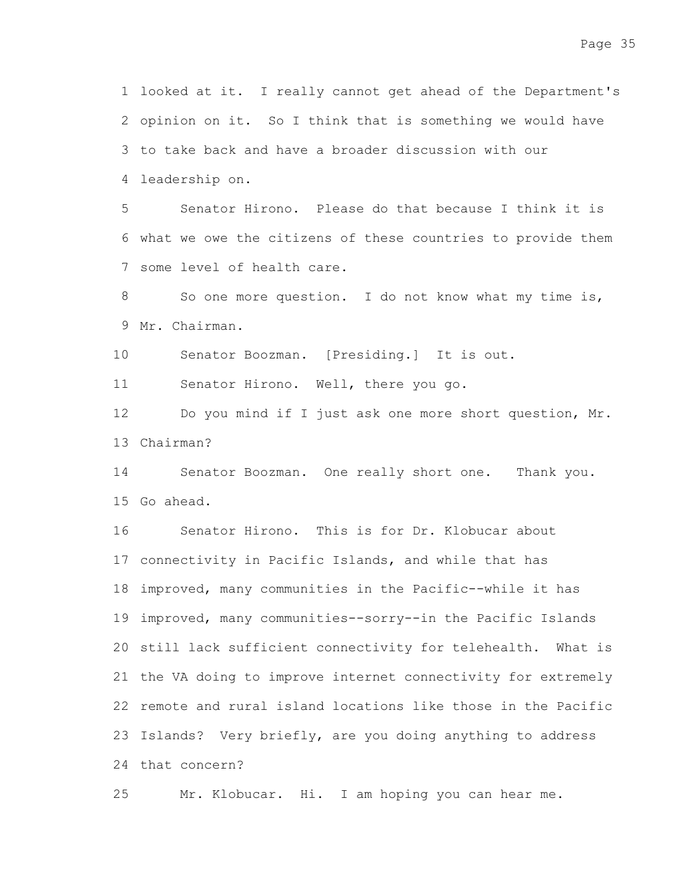looked at it. I really cannot get ahead of the Department's opinion on it. So I think that is something we would have to take back and have a broader discussion with our leadership on.

Senator Hirono. Please do that because I think it is what we owe the citizens of these countries to provide them some level of health care.

So one more question. I do not know what my time is, Mr. Chairman.

Senator Boozman. [Presiding.] It is out.

Senator Hirono. Well, there you go.

Do you mind if I just ask one more short question, Mr. Chairman?

Senator Boozman. One really short one. Thank you. Go ahead.

Senator Hirono. This is for Dr. Klobucar about connectivity in Pacific Islands, and while that has improved, many communities in the Pacific--while it has improved, many communities--sorry--in the Pacific Islands still lack sufficient connectivity for telehealth. What is the VA doing to improve internet connectivity for extremely remote and rural island locations like those in the Pacific Islands? Very briefly, are you doing anything to address that concern?

Mr. Klobucar. Hi. I am hoping you can hear me.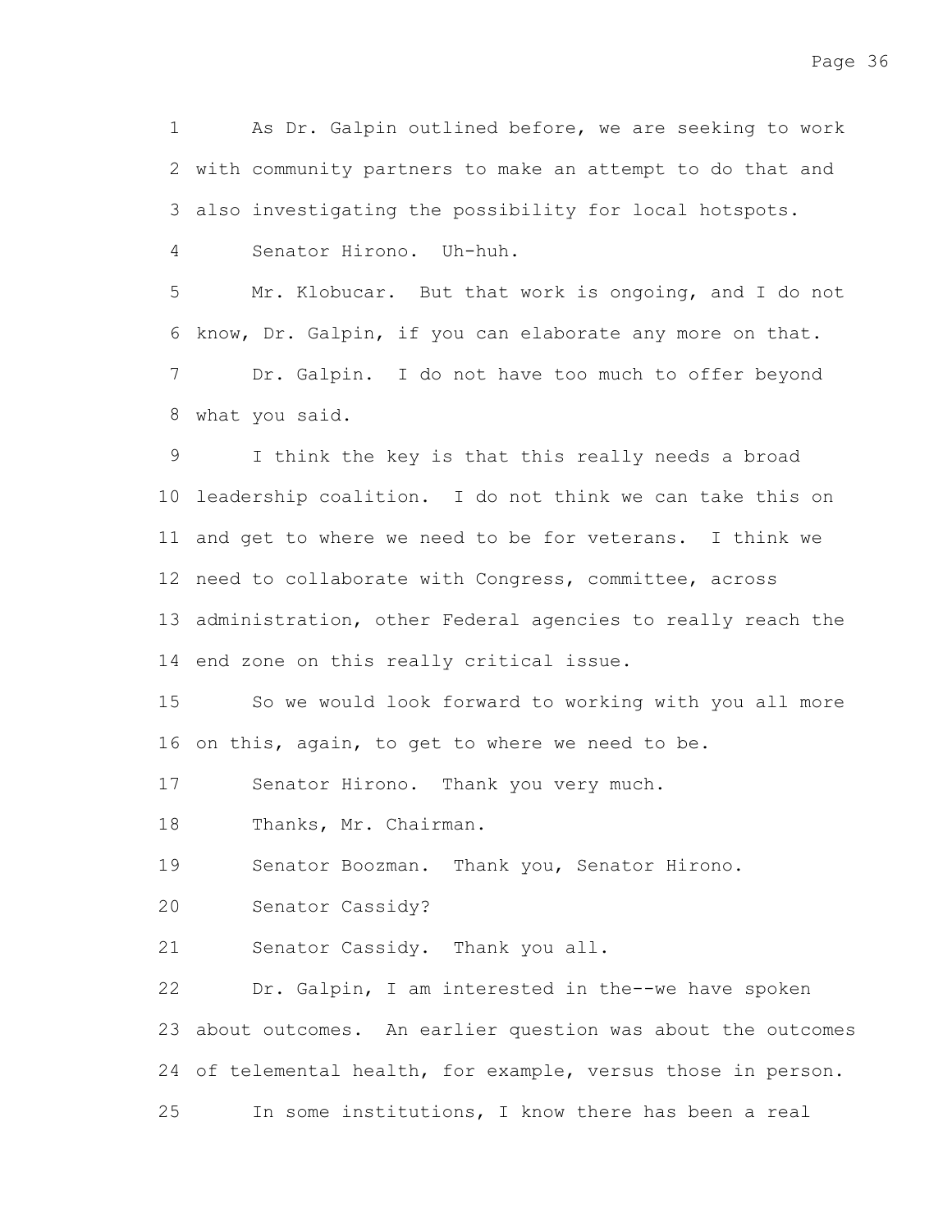As Dr. Galpin outlined before, we are seeking to work with community partners to make an attempt to do that and also investigating the possibility for local hotspots.

Senator Hirono. Uh-huh.

Mr. Klobucar. But that work is ongoing, and I do not know, Dr. Galpin, if you can elaborate any more on that.

Dr. Galpin. I do not have too much to offer beyond what you said.

I think the key is that this really needs a broad leadership coalition. I do not think we can take this on and get to where we need to be for veterans. I think we need to collaborate with Congress, committee, across administration, other Federal agencies to really reach the end zone on this really critical issue.

So we would look forward to working with you all more on this, again, to get to where we need to be.

Senator Hirono. Thank you very much.

Thanks, Mr. Chairman.

Senator Boozman. Thank you, Senator Hirono.

Senator Cassidy?

Senator Cassidy. Thank you all.

Dr. Galpin, I am interested in the--we have spoken about outcomes. An earlier question was about the outcomes of telemental health, for example, versus those in person.

In some institutions, I know there has been a real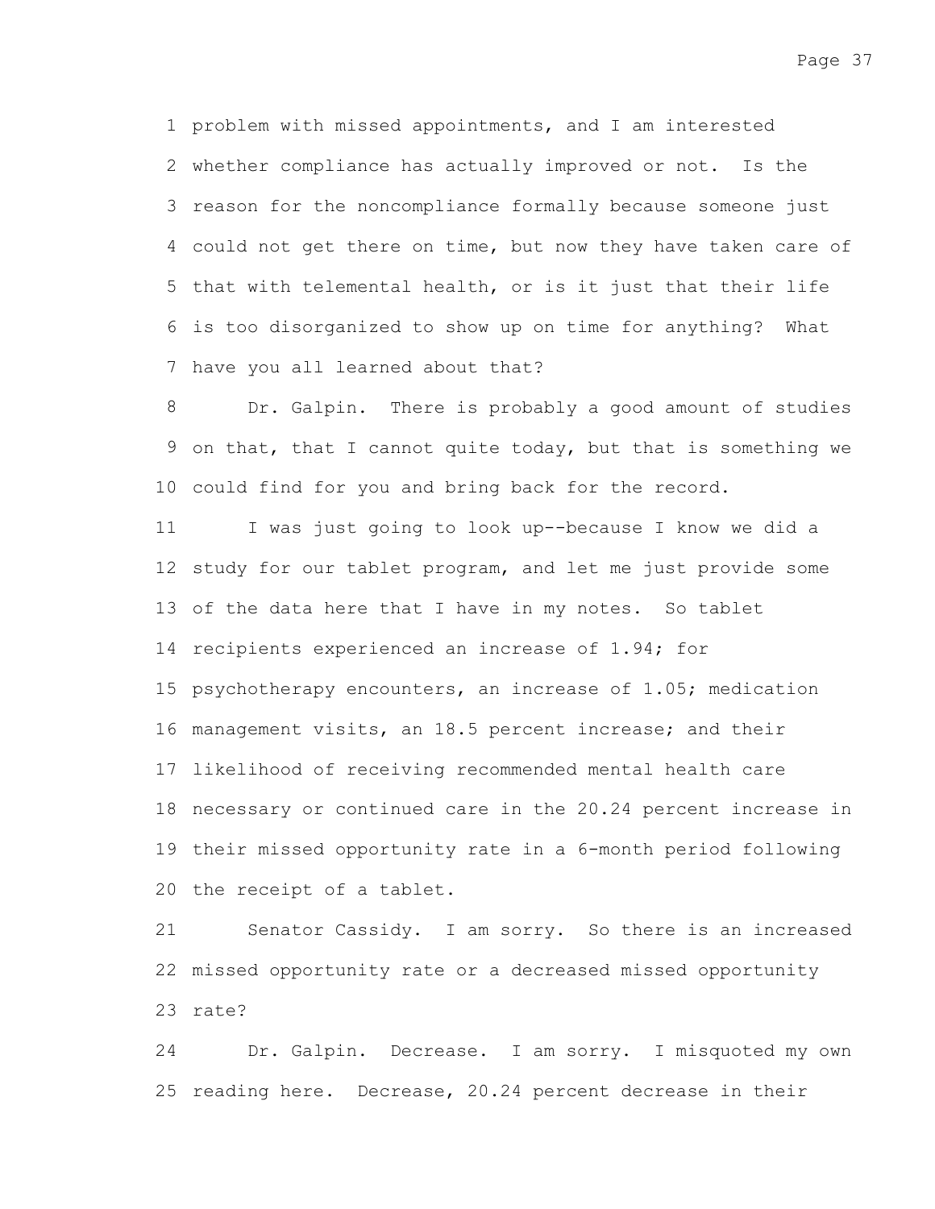problem with missed appointments, and I am interested whether compliance has actually improved or not. Is the reason for the noncompliance formally because someone just could not get there on time, but now they have taken care of that with telemental health, or is it just that their life is too disorganized to show up on time for anything? What have you all learned about that?

Dr. Galpin. There is probably a good amount of studies on that, that I cannot quite today, but that is something we could find for you and bring back for the record.

I was just going to look up--because I know we did a study for our tablet program, and let me just provide some of the data here that I have in my notes. So tablet recipients experienced an increase of 1.94; for psychotherapy encounters, an increase of 1.05; medication management visits, an 18.5 percent increase; and their likelihood of receiving recommended mental health care necessary or continued care in the 20.24 percent increase in their missed opportunity rate in a 6-month period following the receipt of a tablet.

Senator Cassidy. I am sorry. So there is an increased missed opportunity rate or a decreased missed opportunity rate?

Dr. Galpin. Decrease. I am sorry. I misquoted my own reading here. Decrease, 20.24 percent decrease in their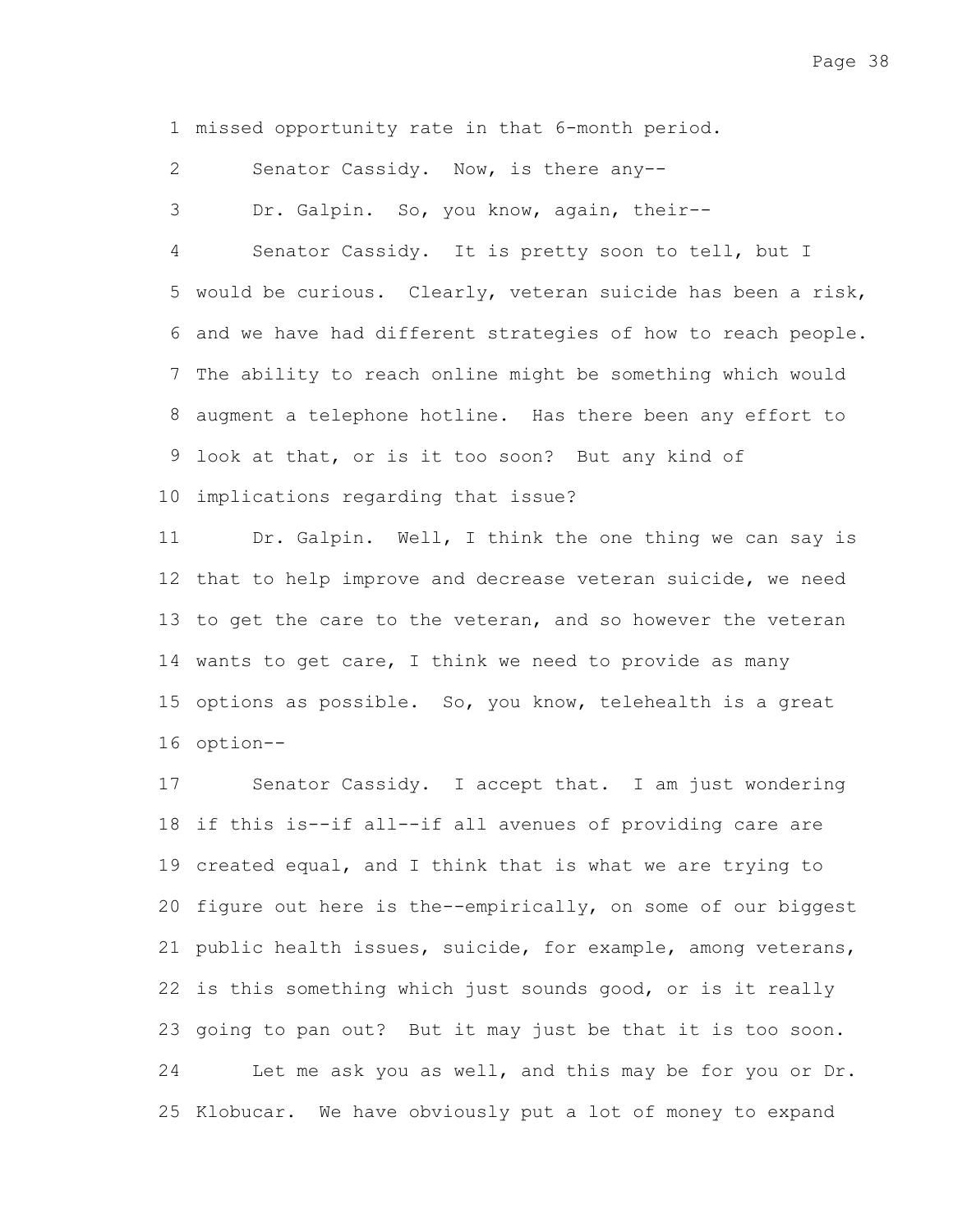missed opportunity rate in that 6-month period.

Senator Cassidy. Now, is there any--

Dr. Galpin. So, you know, again, their--

Senator Cassidy. It is pretty soon to tell, but I would be curious. Clearly, veteran suicide has been a risk, and we have had different strategies of how to reach people. The ability to reach online might be something which would augment a telephone hotline. Has there been any effort to look at that, or is it too soon? But any kind of implications regarding that issue?

Dr. Galpin. Well, I think the one thing we can say is that to help improve and decrease veteran suicide, we need to get the care to the veteran, and so however the veteran wants to get care, I think we need to provide as many options as possible. So, you know, telehealth is a great option--

Senator Cassidy. I accept that. I am just wondering if this is--if all--if all avenues of providing care are created equal, and I think that is what we are trying to figure out here is the--empirically, on some of our biggest public health issues, suicide, for example, among veterans, is this something which just sounds good, or is it really going to pan out? But it may just be that it is too soon.

Let me ask you as well, and this may be for you or Dr. Klobucar. We have obviously put a lot of money to expand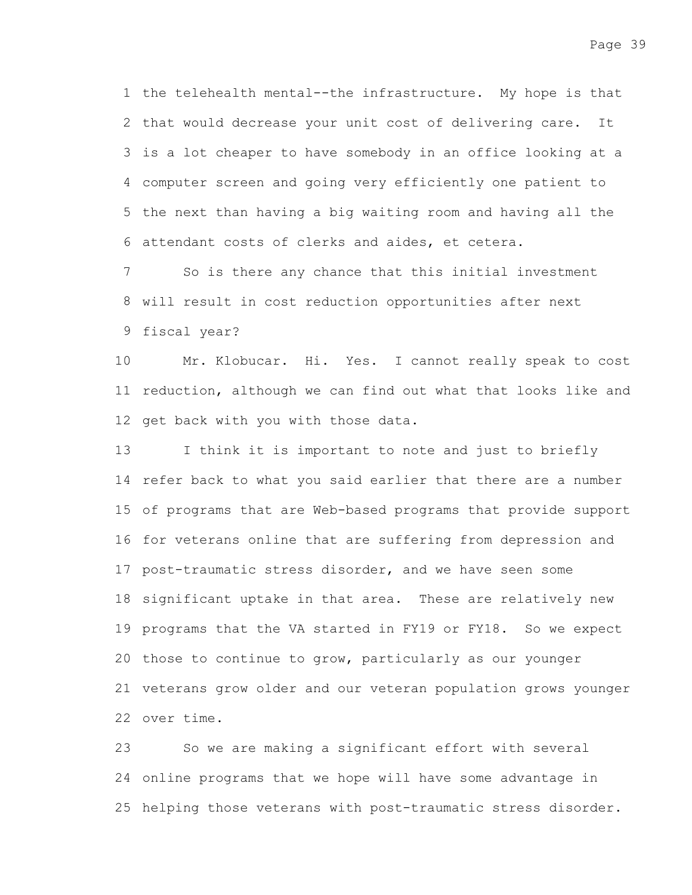the telehealth mental--the infrastructure. My hope is that that would decrease your unit cost of delivering care. It is a lot cheaper to have somebody in an office looking at a computer screen and going very efficiently one patient to the next than having a big waiting room and having all the attendant costs of clerks and aides, et cetera.

So is there any chance that this initial investment will result in cost reduction opportunities after next fiscal year?

Mr. Klobucar. Hi. Yes. I cannot really speak to cost reduction, although we can find out what that looks like and get back with you with those data.

I think it is important to note and just to briefly refer back to what you said earlier that there are a number of programs that are Web-based programs that provide support for veterans online that are suffering from depression and post-traumatic stress disorder, and we have seen some significant uptake in that area. These are relatively new programs that the VA started in FY19 or FY18. So we expect those to continue to grow, particularly as our younger veterans grow older and our veteran population grows younger over time.

So we are making a significant effort with several online programs that we hope will have some advantage in helping those veterans with post-traumatic stress disorder.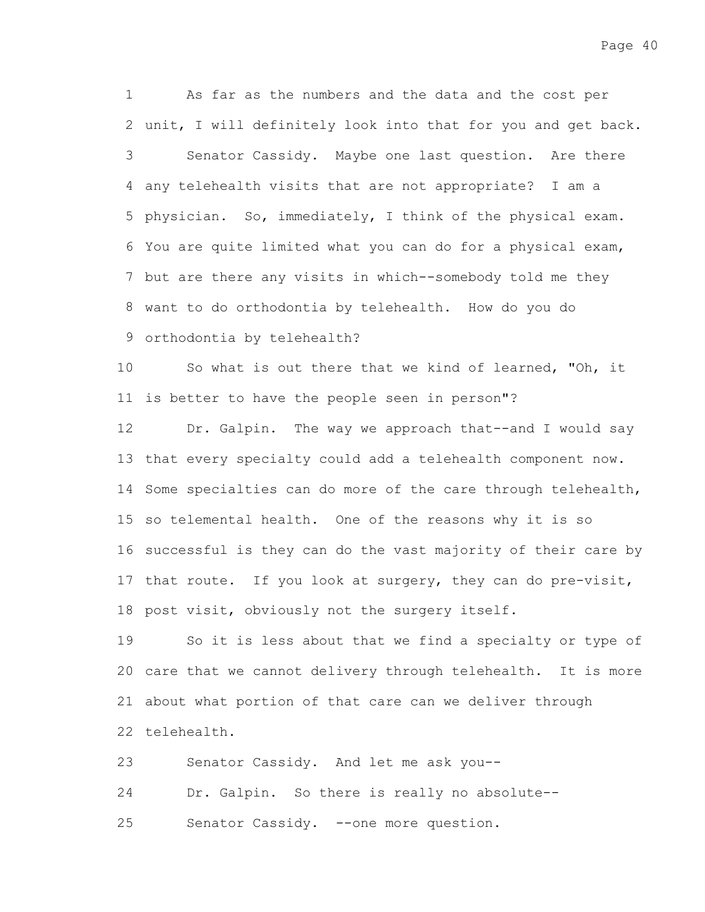As far as the numbers and the data and the cost per unit, I will definitely look into that for you and get back.

Senator Cassidy. Maybe one last question. Are there any telehealth visits that are not appropriate? I am a physician. So, immediately, I think of the physical exam. You are quite limited what you can do for a physical exam, but are there any visits in which--somebody told me they want to do orthodontia by telehealth. How do you do orthodontia by telehealth?

So what is out there that we kind of learned, "Oh, it is better to have the people seen in person"?

Dr. Galpin. The way we approach that--and I would say that every specialty could add a telehealth component now. Some specialties can do more of the care through telehealth, so telemental health. One of the reasons why it is so successful is they can do the vast majority of their care by that route. If you look at surgery, they can do pre-visit, post visit, obviously not the surgery itself.

So it is less about that we find a specialty or type of care that we cannot delivery through telehealth. It is more about what portion of that care can we deliver through telehealth.

Senator Cassidy. And let me ask you--

Dr. Galpin. So there is really no absolute--

Senator Cassidy. --one more question.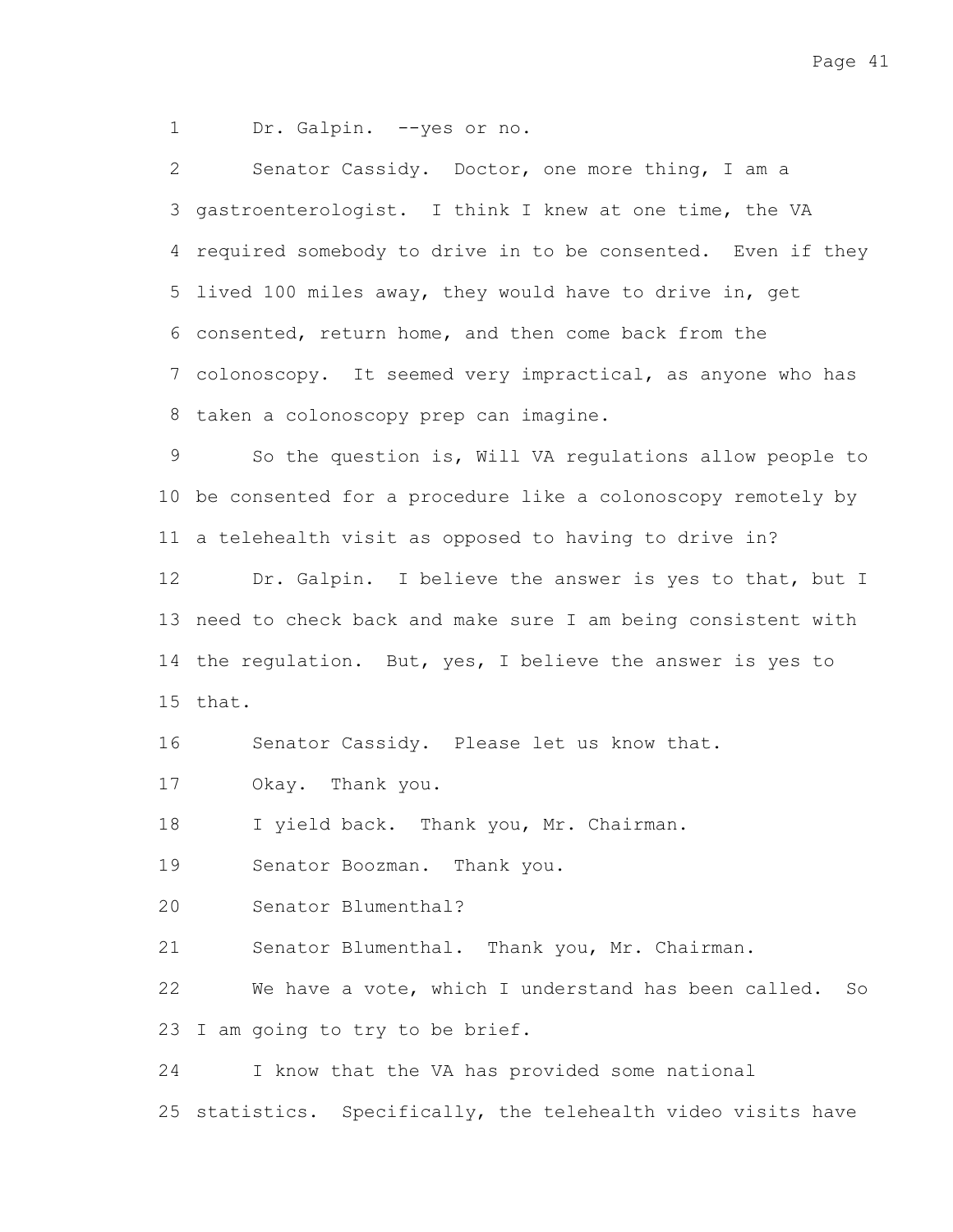Dr. Galpin. --yes or no.

Senator Cassidy. Doctor, one more thing, I am a gastroenterologist. I think I knew at one time, the VA required somebody to drive in to be consented. Even if they lived 100 miles away, they would have to drive in, get consented, return home, and then come back from the colonoscopy. It seemed very impractical, as anyone who has taken a colonoscopy prep can imagine.

So the question is, Will VA regulations allow people to be consented for a procedure like a colonoscopy remotely by a telehealth visit as opposed to having to drive in?

Dr. Galpin. I believe the answer is yes to that, but I need to check back and make sure I am being consistent with the regulation. But, yes, I believe the answer is yes to that.

Senator Cassidy. Please let us know that.

Okay. Thank you.

I yield back. Thank you, Mr. Chairman.

Senator Boozman. Thank you.

Senator Blumenthal?

Senator Blumenthal. Thank you, Mr. Chairman.

We have a vote, which I understand has been called. So I am going to try to be brief.

I know that the VA has provided some national statistics. Specifically, the telehealth video visits have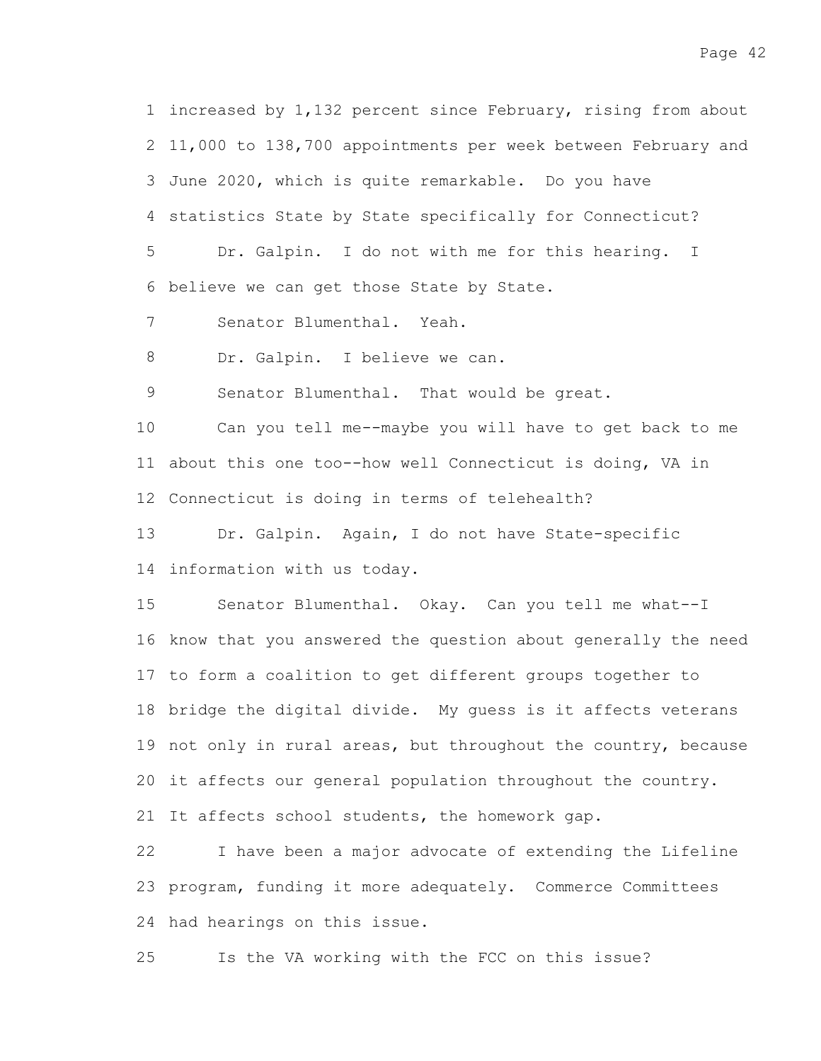increased by 1,132 percent since February, rising from about 11,000 to 138,700 appointments per week between February and June 2020, which is quite remarkable. Do you have statistics State by State specifically for Connecticut?

Dr. Galpin. I do not with me for this hearing. I believe we can get those State by State.

Senator Blumenthal. Yeah.

Dr. Galpin. I believe we can.

Senator Blumenthal. That would be great.

Can you tell me--maybe you will have to get back to me about this one too--how well Connecticut is doing, VA in Connecticut is doing in terms of telehealth?

Dr. Galpin. Again, I do not have State-specific information with us today.

Senator Blumenthal. Okay. Can you tell me what--I know that you answered the question about generally the need to form a coalition to get different groups together to bridge the digital divide. My guess is it affects veterans not only in rural areas, but throughout the country, because it affects our general population throughout the country. It affects school students, the homework gap.

I have been a major advocate of extending the Lifeline program, funding it more adequately. Commerce Committees had hearings on this issue.

Is the VA working with the FCC on this issue?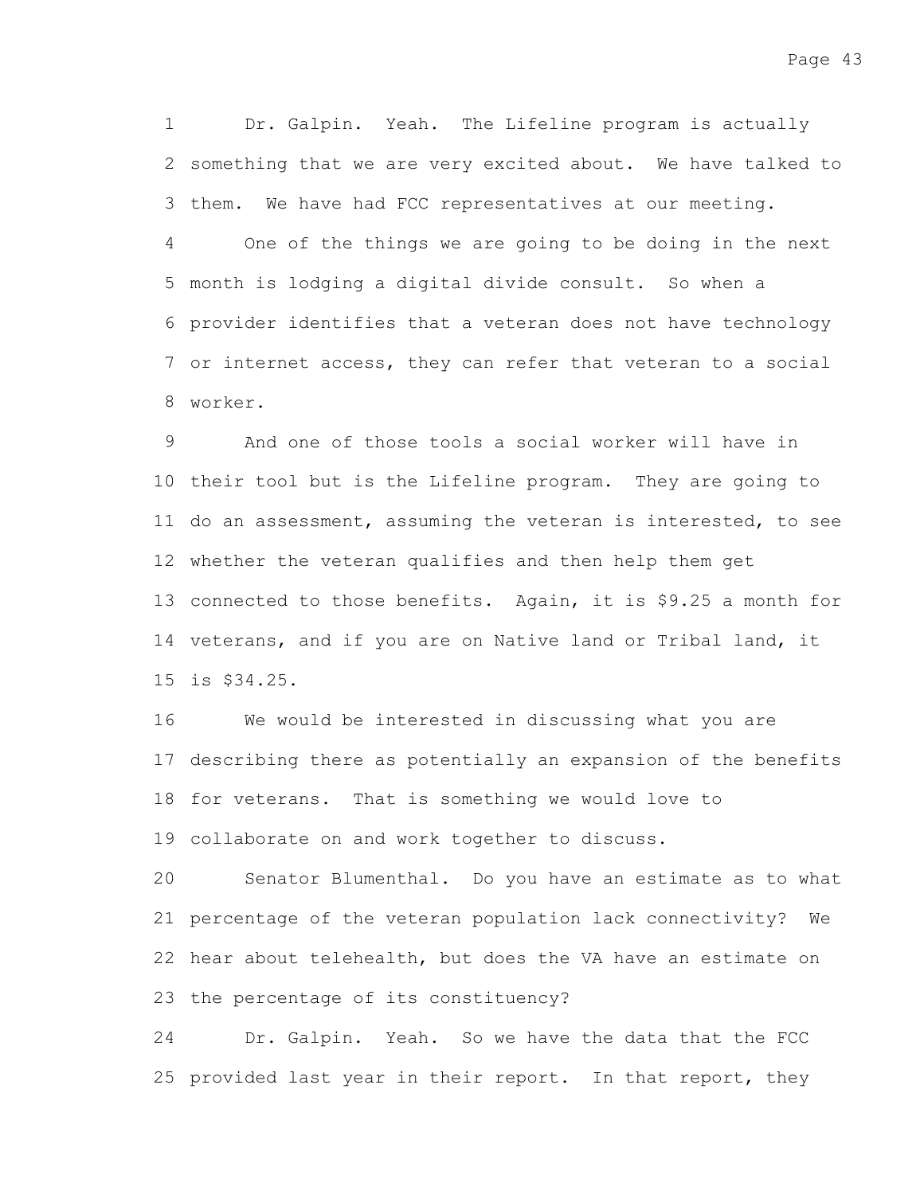Dr. Galpin. Yeah. The Lifeline program is actually something that we are very excited about. We have talked to them. We have had FCC representatives at our meeting.

One of the things we are going to be doing in the next month is lodging a digital divide consult. So when a provider identifies that a veteran does not have technology or internet access, they can refer that veteran to a social worker.

And one of those tools a social worker will have in their tool but is the Lifeline program. They are going to do an assessment, assuming the veteran is interested, to see whether the veteran qualifies and then help them get connected to those benefits. Again, it is $9.25 a month for veterans, and if you are on Native land or Tribal land, it is $34.25.

We would be interested in discussing what you are describing there as potentially an expansion of the benefits for veterans. That is something we would love to collaborate on and work together to discuss.

Senator Blumenthal. Do you have an estimate as to what percentage of the veteran population lack connectivity? We hear about telehealth, but does the VA have an estimate on the percentage of its constituency?

Dr. Galpin. Yeah. So we have the data that the FCC provided last year in their report. In that report, they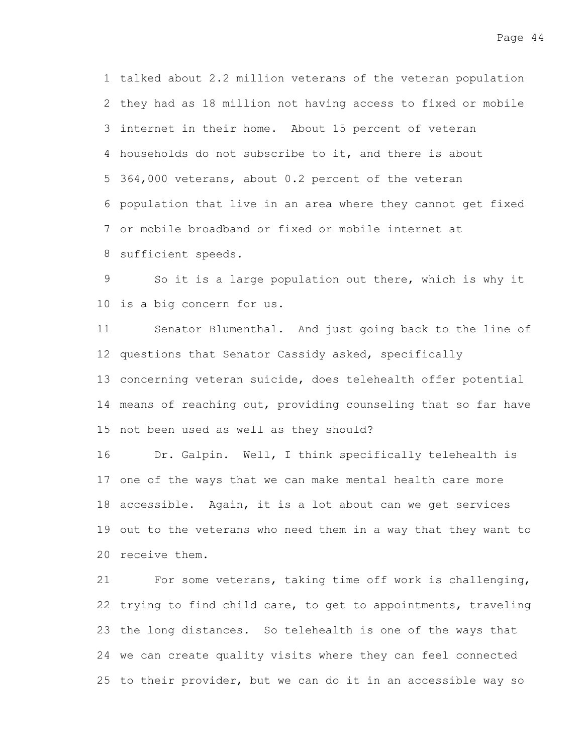talked about 2.2 million veterans of the veteran population they had as 18 million not having access to fixed or mobile internet in their home. About 15 percent of veteran households do not subscribe to it, and there is about 364,000 veterans, about 0.2 percent of the veteran population that live in an area where they cannot get fixed or mobile broadband or fixed or mobile internet at sufficient speeds.

So it is a large population out there, which is why it is a big concern for us.

Senator Blumenthal. And just going back to the line of questions that Senator Cassidy asked, specifically concerning veteran suicide, does telehealth offer potential means of reaching out, providing counseling that so far have not been used as well as they should?

Dr. Galpin. Well, I think specifically telehealth is one of the ways that we can make mental health care more accessible. Again, it is a lot about can we get services out to the veterans who need them in a way that they want to receive them.

For some veterans, taking time off work is challenging, trying to find child care, to get to appointments, traveling the long distances. So telehealth is one of the ways that we can create quality visits where they can feel connected to their provider, but we can do it in an accessible way so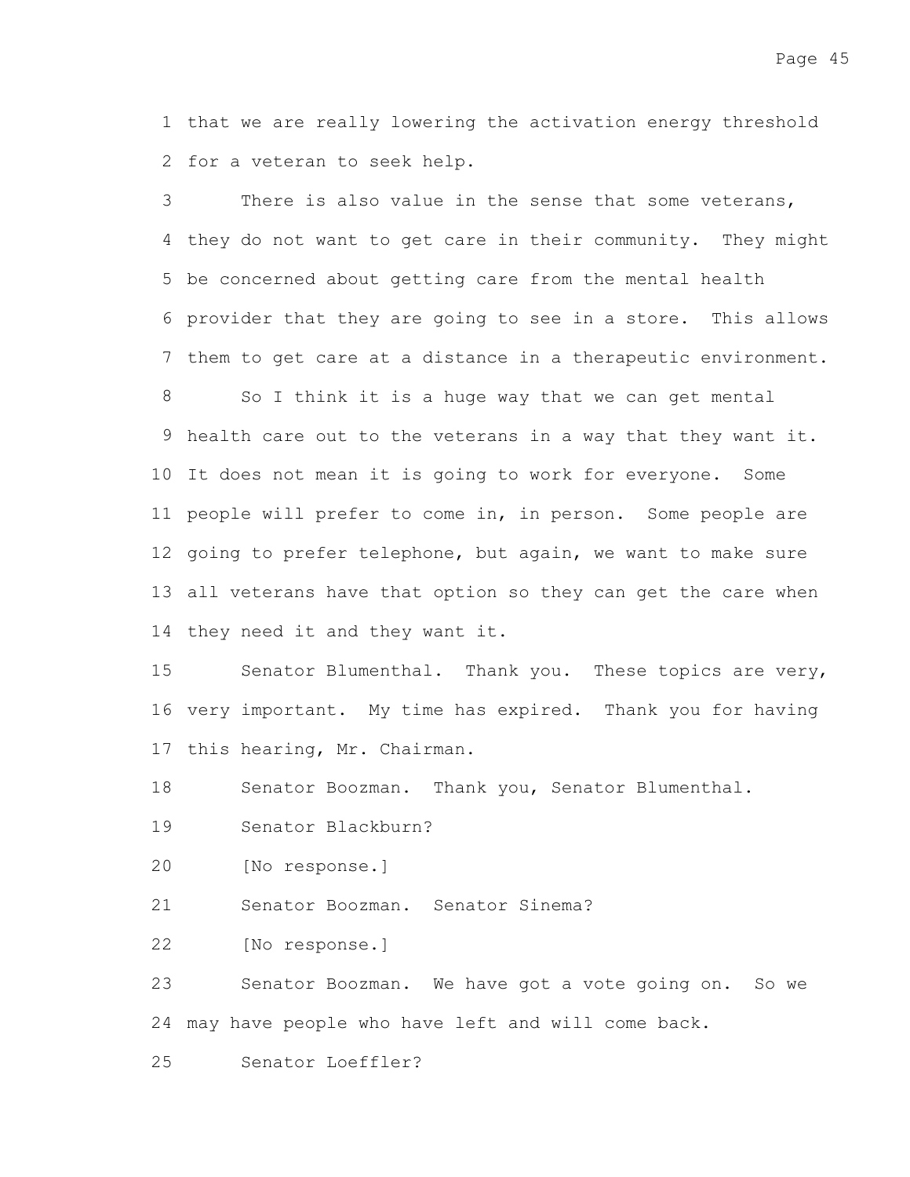that we are really lowering the activation energy threshold for a veteran to seek help.

There is also value in the sense that some veterans, they do not want to get care in their community. They might be concerned about getting care from the mental health provider that they are going to see in a store. This allows them to get care at a distance in a therapeutic environment.

So I think it is a huge way that we can get mental health care out to the veterans in a way that they want it. It does not mean it is going to work for everyone. Some people will prefer to come in, in person. Some people are going to prefer telephone, but again, we want to make sure all veterans have that option so they can get the care when they need it and they want it.

Senator Blumenthal. Thank you. These topics are very, very important. My time has expired. Thank you for having this hearing, Mr. Chairman.

Senator Boozman. Thank you, Senator Blumenthal.

Senator Blackburn?

[No response.]

Senator Boozman. Senator Sinema?

[No response.]

Senator Boozman. We have got a vote going on. So we may have people who have left and will come back.

Senator Loeffler?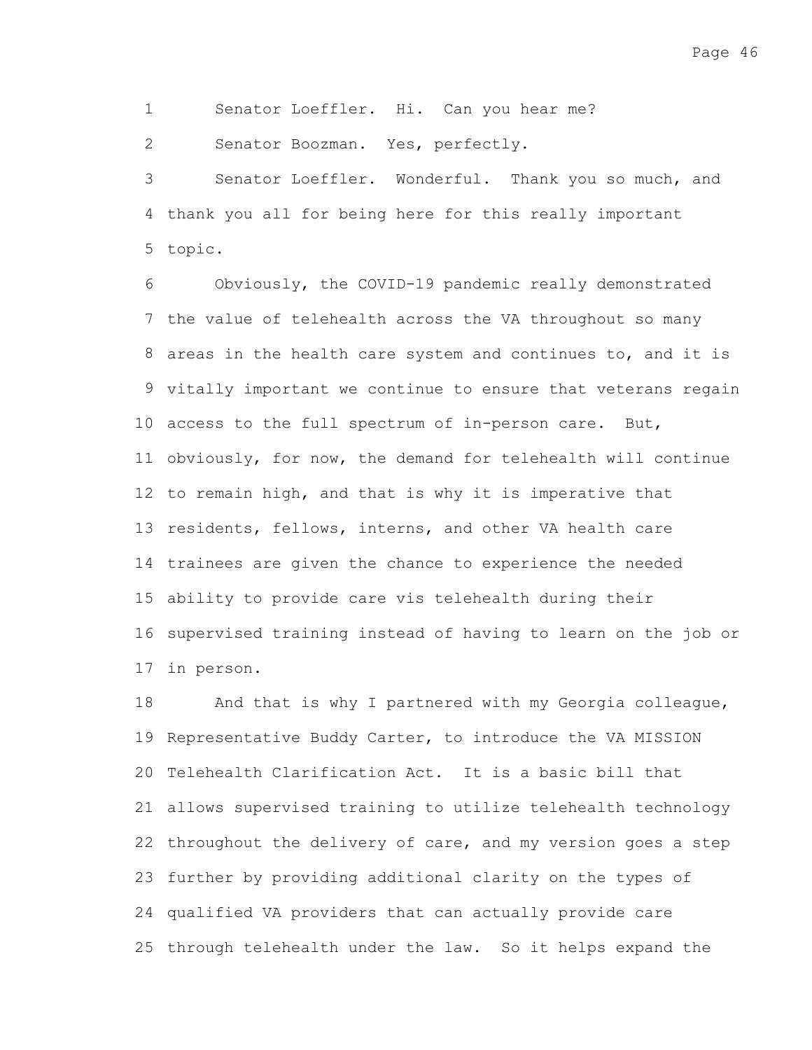Senator Loeffler. Hi. Can you hear me?

Senator Boozman. Yes, perfectly.

Senator Loeffler. Wonderful. Thank you so much, and thank you all for being here for this really important topic.

Obviously, the COVID-19 pandemic really demonstrated the value of telehealth across the VA throughout so many areas in the health care system and continues to, and it is vitally important we continue to ensure that veterans regain access to the full spectrum of in-person care. But, obviously, for now, the demand for telehealth will continue to remain high, and that is why it is imperative that residents, fellows, interns, and other VA health care trainees are given the chance to experience the needed ability to provide care vis telehealth during their supervised training instead of having to learn on the job or in person.

And that is why I partnered with my Georgia colleague, Representative Buddy Carter, to introduce the VA MISSION Telehealth Clarification Act. It is a basic bill that allows supervised training to utilize telehealth technology throughout the delivery of care, and my version goes a step further by providing additional clarity on the types of qualified VA providers that can actually provide care through telehealth under the law. So it helps expand the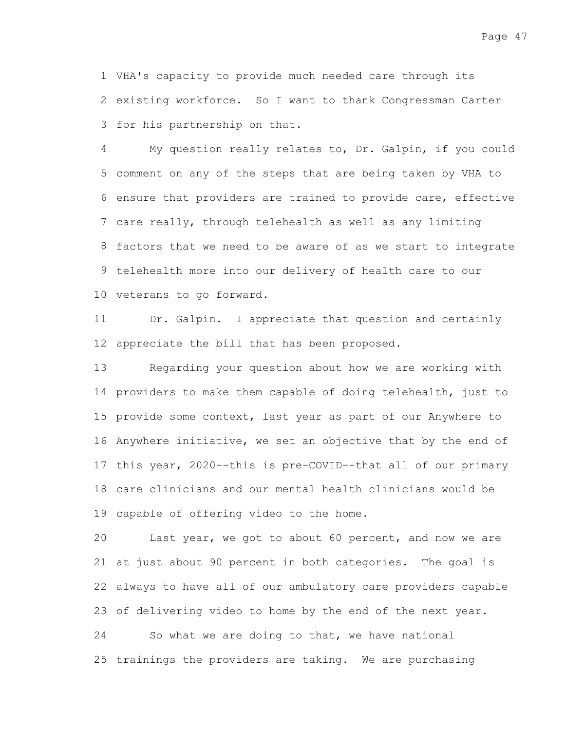VHA's capacity to provide much needed care through its existing workforce. So I want to thank Congressman Carter for his partnership on that.

My question really relates to, Dr. Galpin, if you could comment on any of the steps that are being taken by VHA to ensure that providers are trained to provide care, effective care really, through telehealth as well as any limiting factors that we need to be aware of as we start to integrate telehealth more into our delivery of health care to our veterans to go forward.

Dr. Galpin. I appreciate that question and certainly appreciate the bill that has been proposed.

Regarding your question about how we are working with providers to make them capable of doing telehealth, just to provide some context, last year as part of our Anywhere to Anywhere initiative, we set an objective that by the end of this year, 2020--this is pre-COVID--that all of our primary care clinicians and our mental health clinicians would be capable of offering video to the home.

Last year, we got to about 60 percent, and now we are at just about 90 percent in both categories. The goal is always to have all of our ambulatory care providers capable of delivering video to home by the end of the next year.

So what we are doing to that, we have national trainings the providers are taking. We are purchasing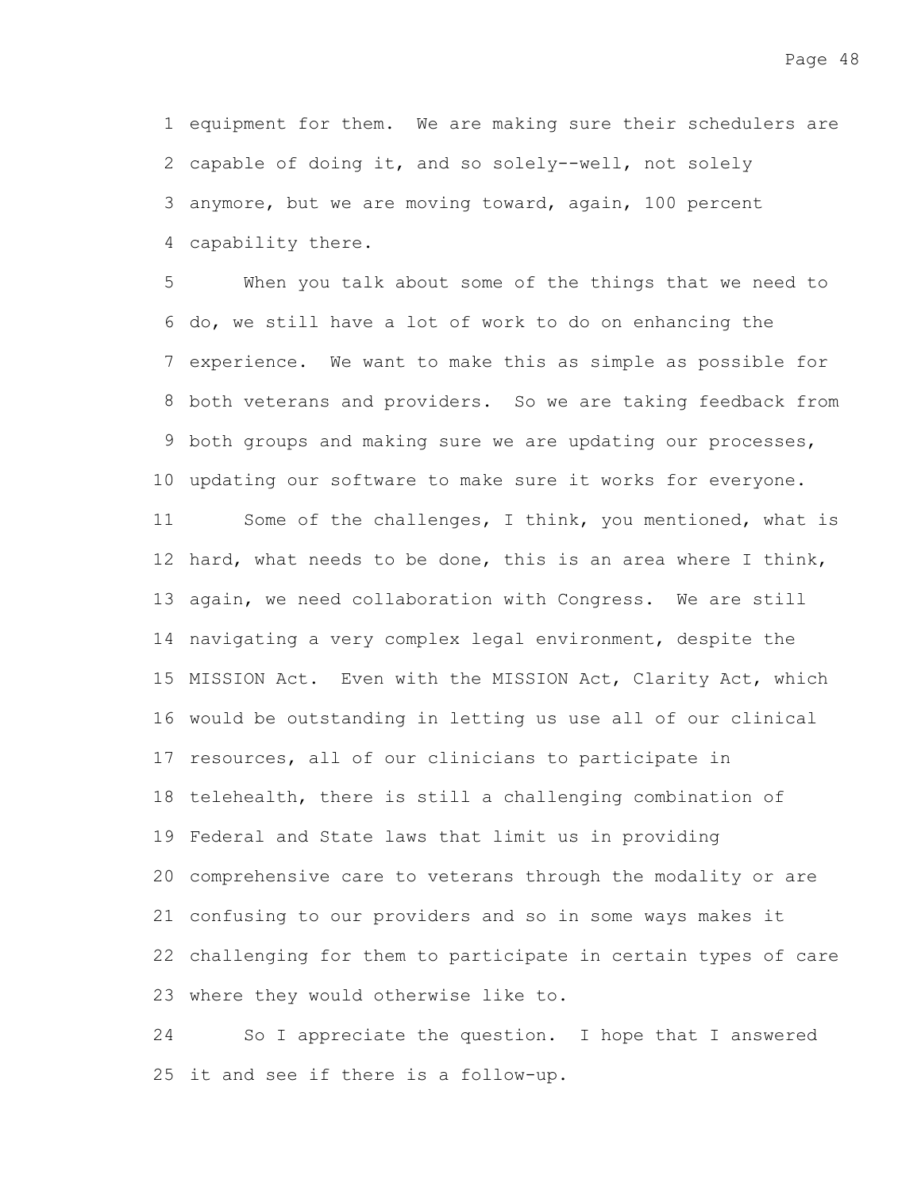equipment for them. We are making sure their schedulers are capable of doing it, and so solely--well, not solely anymore, but we are moving toward, again, 100 percent capability there.

When you talk about some of the things that we need to do, we still have a lot of work to do on enhancing the experience. We want to make this as simple as possible for both veterans and providers. So we are taking feedback from both groups and making sure we are updating our processes, updating our software to make sure it works for everyone.

Some of the challenges, I think, you mentioned, what is hard, what needs to be done, this is an area where I think, again, we need collaboration with Congress. We are still navigating a very complex legal environment, despite the MISSION Act. Even with the MISSION Act, Clarity Act, which would be outstanding in letting us use all of our clinical resources, all of our clinicians to participate in telehealth, there is still a challenging combination of Federal and State laws that limit us in providing comprehensive care to veterans through the modality or are confusing to our providers and so in some ways makes it challenging for them to participate in certain types of care where they would otherwise like to.

So I appreciate the question. I hope that I answered it and see if there is a follow-up.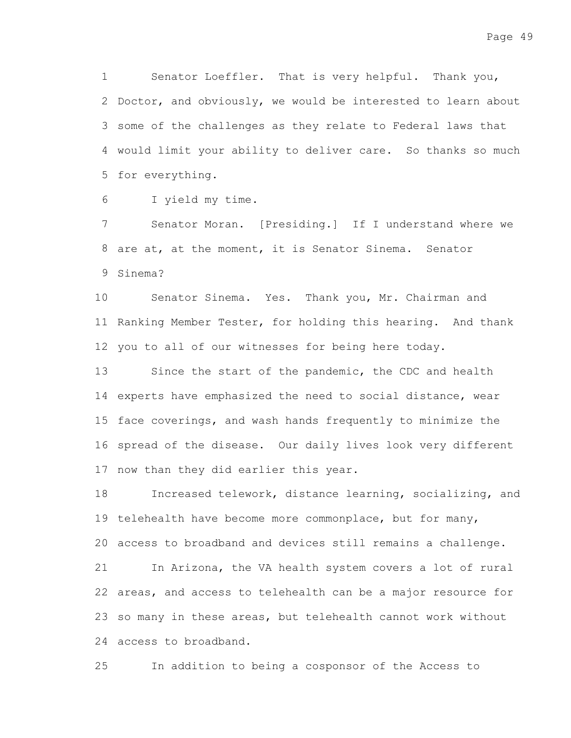Senator Loeffler. That is very helpful. Thank you, Doctor, and obviously, we would be interested to learn about some of the challenges as they relate to Federal laws that would limit your ability to deliver care. So thanks so much for everything.

I yield my time.

Senator Moran. [Presiding.] If I understand where we are at, at the moment, it is Senator Sinema. Senator Sinema?

Senator Sinema. Yes. Thank you, Mr. Chairman and Ranking Member Tester, for holding this hearing. And thank you to all of our witnesses for being here today.

Since the start of the pandemic, the CDC and health experts have emphasized the need to social distance, wear face coverings, and wash hands frequently to minimize the spread of the disease. Our daily lives look very different now than they did earlier this year.

Increased telework, distance learning, socializing, and telehealth have become more commonplace, but for many, access to broadband and devices still remains a challenge.

In Arizona, the VA health system covers a lot of rural areas, and access to telehealth can be a major resource for so many in these areas, but telehealth cannot work without access to broadband.

In addition to being a cosponsor of the Access to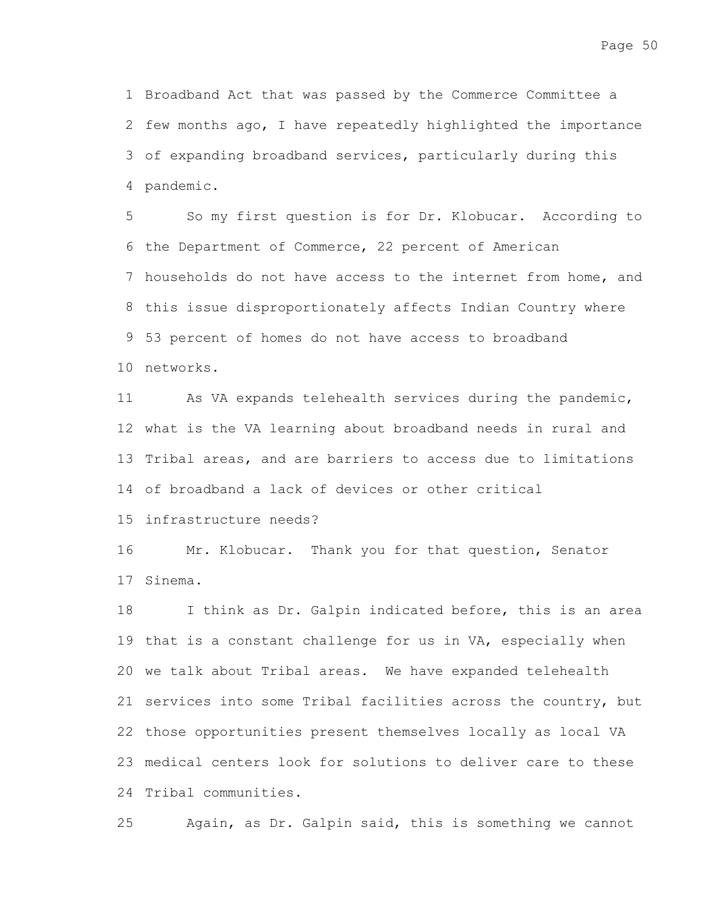Broadband Act that was passed by the Commerce Committee a few months ago, I have repeatedly highlighted the importance of expanding broadband services, particularly during this pandemic.

So my first question is for Dr. Klobucar. According to the Department of Commerce, 22 percent of American households do not have access to the internet from home, and this issue disproportionately affects Indian Country where 53 percent of homes do not have access to broadband networks.

As VA expands telehealth services during the pandemic, what is the VA learning about broadband needs in rural and Tribal areas, and are barriers to access due to limitations of broadband a lack of devices or other critical infrastructure needs?

Mr. Klobucar. Thank you for that question, Senator Sinema.

I think as Dr. Galpin indicated before, this is an area that is a constant challenge for us in VA, especially when we talk about Tribal areas. We have expanded telehealth services into some Tribal facilities across the country, but those opportunities present themselves locally as local VA medical centers look for solutions to deliver care to these Tribal communities.

Again, as Dr. Galpin said, this is something we cannot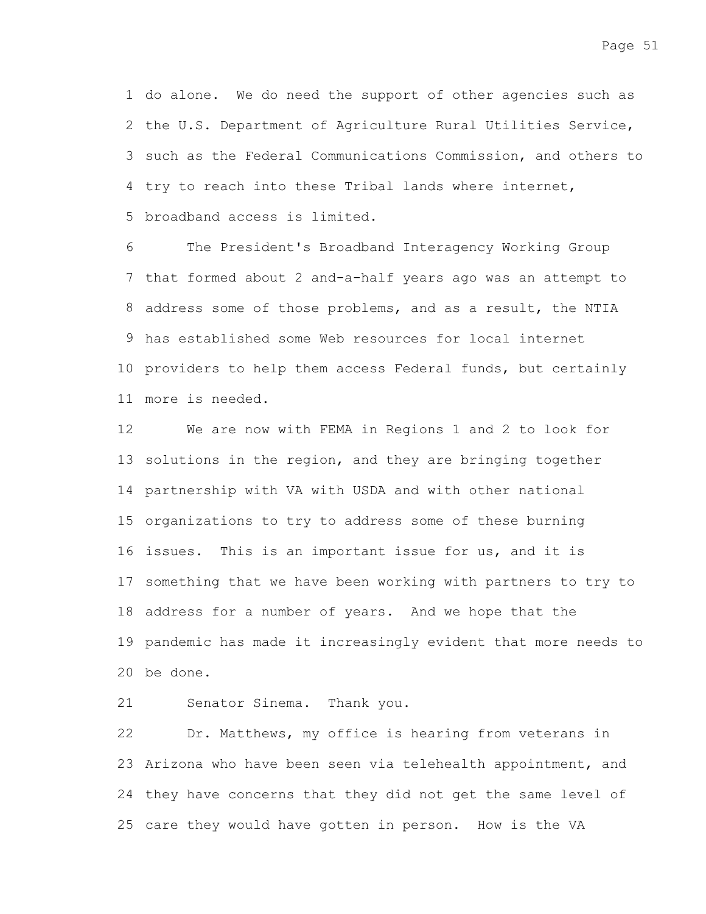do alone. We do need the support of other agencies such as the U.S. Department of Agriculture Rural Utilities Service, such as the Federal Communications Commission, and others to try to reach into these Tribal lands where internet, broadband access is limited.

The President's Broadband Interagency Working Group that formed about 2 and-a-half years ago was an attempt to address some of those problems, and as a result, the NTIA has established some Web resources for local internet providers to help them access Federal funds, but certainly more is needed.

We are now with FEMA in Regions 1 and 2 to look for solutions in the region, and they are bringing together partnership with VA with USDA and with other national organizations to try to address some of these burning issues. This is an important issue for us, and it is something that we have been working with partners to try to address for a number of years. And we hope that the pandemic has made it increasingly evident that more needs to be done.

Senator Sinema. Thank you.

Dr. Matthews, my office is hearing from veterans in Arizona who have been seen via telehealth appointment, and they have concerns that they did not get the same level of care they would have gotten in person. How is the VA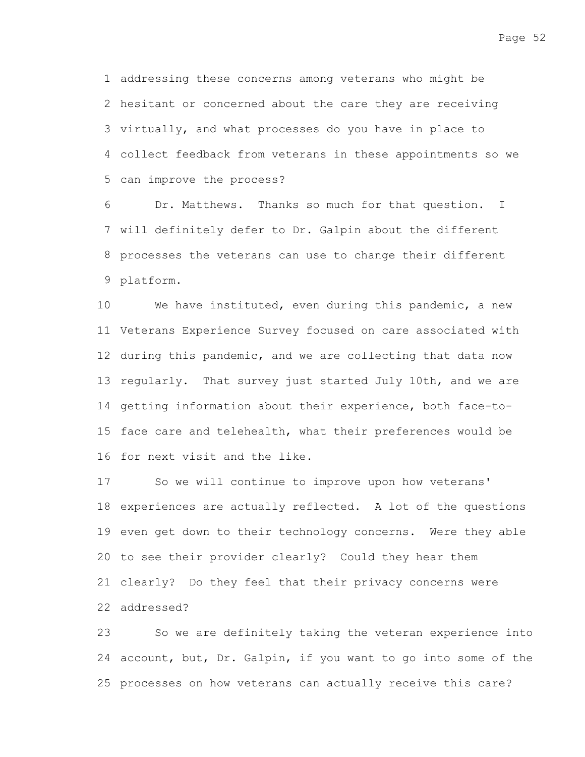addressing these concerns among veterans who might be hesitant or concerned about the care they are receiving virtually, and what processes do you have in place to collect feedback from veterans in these appointments so we can improve the process?

Dr. Matthews. Thanks so much for that question. I will definitely defer to Dr. Galpin about the different processes the veterans can use to change their different platform.

We have instituted, even during this pandemic, a new Veterans Experience Survey focused on care associated with during this pandemic, and we are collecting that data now regularly. That survey just started July 10th, and we are getting information about their experience, both face-to-face care and telehealth, what their preferences would be for next visit and the like.

So we will continue to improve upon how veterans' experiences are actually reflected. A lot of the questions even get down to their technology concerns. Were they able to see their provider clearly? Could they hear them clearly? Do they feel that their privacy concerns were addressed?

So we are definitely taking the veteran experience into account, but, Dr. Galpin, if you want to go into some of the processes on how veterans can actually receive this care?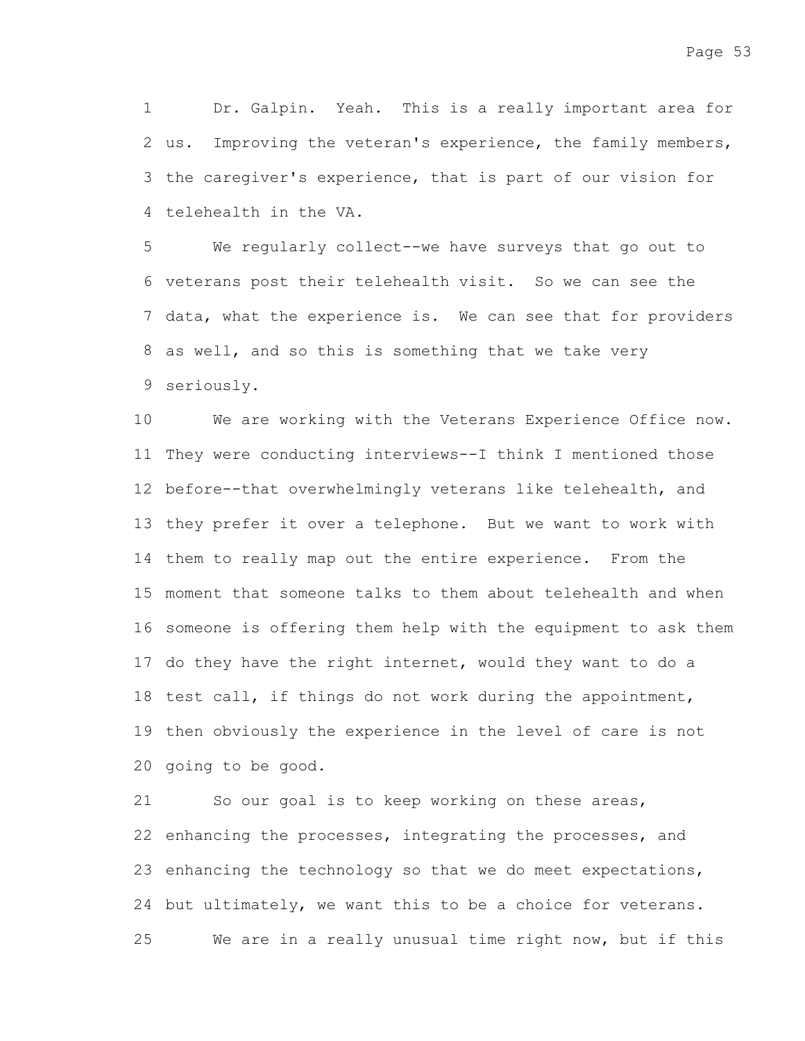Dr. Galpin. Yeah. This is a really important area for us. Improving the veteran's experience, the family members, the caregiver's experience, that is part of our vision for telehealth in the VA.

We regularly collect--we have surveys that go out to veterans post their telehealth visit. So we can see the data, what the experience is. We can see that for providers as well, and so this is something that we take very seriously.

We are working with the Veterans Experience Office now. They were conducting interviews--I think I mentioned those before--that overwhelmingly veterans like telehealth, and they prefer it over a telephone. But we want to work with them to really map out the entire experience. From the moment that someone talks to them about telehealth and when someone is offering them help with the equipment to ask them do they have the right internet, would they want to do a test call, if things do not work during the appointment, then obviously the experience in the level of care is not going to be good.

So our goal is to keep working on these areas, enhancing the processes, integrating the processes, and enhancing the technology so that we do meet expectations, but ultimately, we want this to be a choice for veterans.

We are in a really unusual time right now, but if this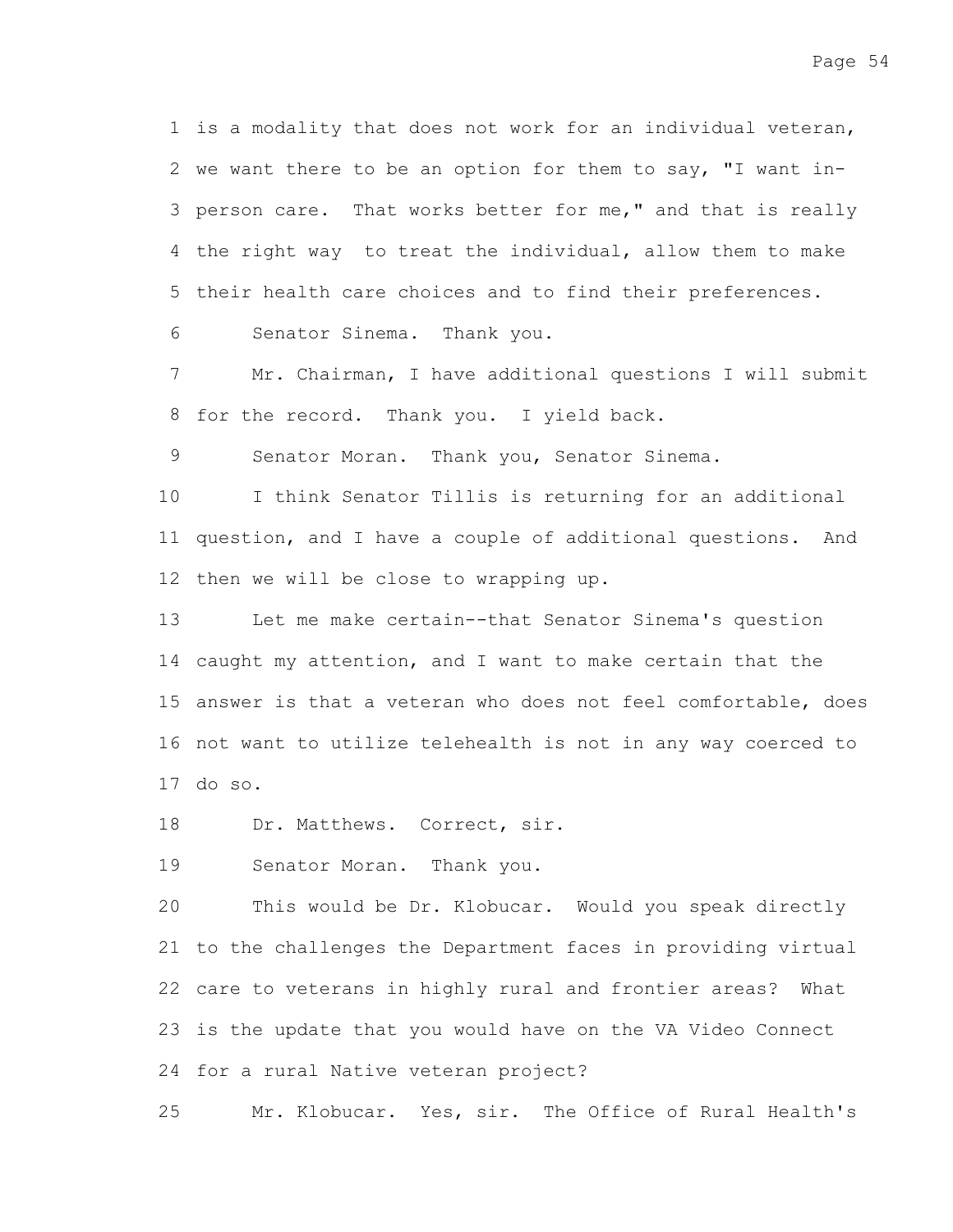is a modality that does not work for an individual veteran, we want there to be an option for them to say, "I want in-person care. That works better for me," and that is really the right way to treat the individual, allow them to make their health care choices and to find their preferences.

Senator Sinema. Thank you.

Mr. Chairman, I have additional questions I will submit for the record. Thank you. I yield back.

Senator Moran. Thank you, Senator Sinema.

I think Senator Tillis is returning for an additional question, and I have a couple of additional questions. And then we will be close to wrapping up.

Let me make certain--that Senator Sinema's question caught my attention, and I want to make certain that the answer is that a veteran who does not feel comfortable, does not want to utilize telehealth is not in any way coerced to do so.

Dr. Matthews. Correct, sir.

Senator Moran. Thank you.

This would be Dr. Klobucar. Would you speak directly to the challenges the Department faces in providing virtual care to veterans in highly rural and frontier areas? What is the update that you would have on the VA Video Connect for a rural Native veteran project?

Mr. Klobucar. Yes, sir. The Office of Rural Health's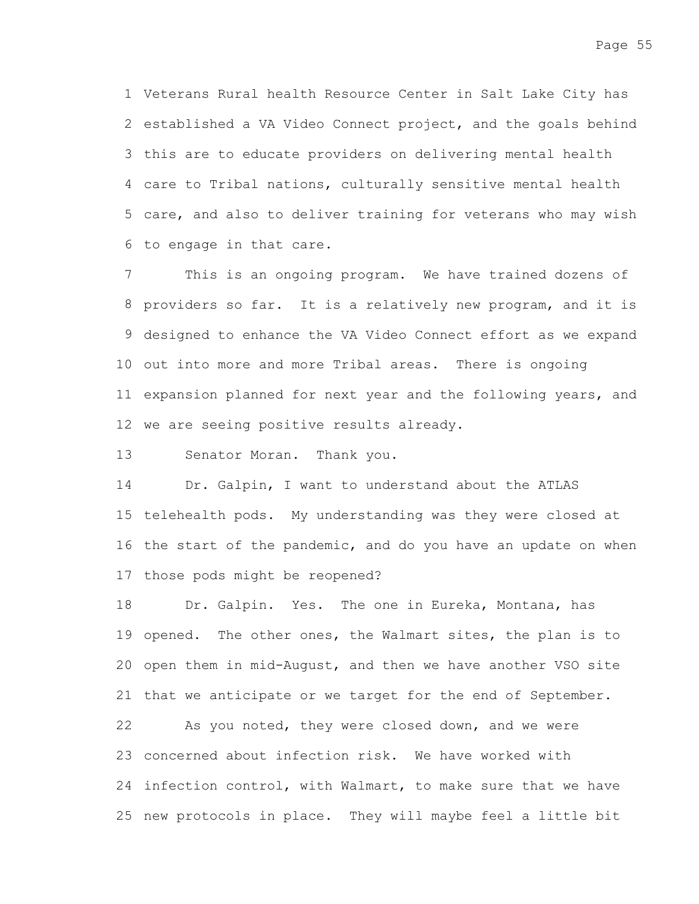Veterans Rural health Resource Center in Salt Lake City has established a VA Video Connect project, and the goals behind this are to educate providers on delivering mental health care to Tribal nations, culturally sensitive mental health care, and also to deliver training for veterans who may wish to engage in that care.

This is an ongoing program. We have trained dozens of providers so far. It is a relatively new program, and it is designed to enhance the VA Video Connect effort as we expand out into more and more Tribal areas. There is ongoing expansion planned for next year and the following years, and we are seeing positive results already.

Senator Moran. Thank you.

Dr. Galpin, I want to understand about the ATLAS telehealth pods. My understanding was they were closed at the start of the pandemic, and do you have an update on when those pods might be reopened?

Dr. Galpin. Yes. The one in Eureka, Montana, has opened. The other ones, the Walmart sites, the plan is to open them in mid-August, and then we have another VSO site that we anticipate or we target for the end of September.

As you noted, they were closed down, and we were concerned about infection risk. We have worked with infection control, with Walmart, to make sure that we have new protocols in place. They will maybe feel a little bit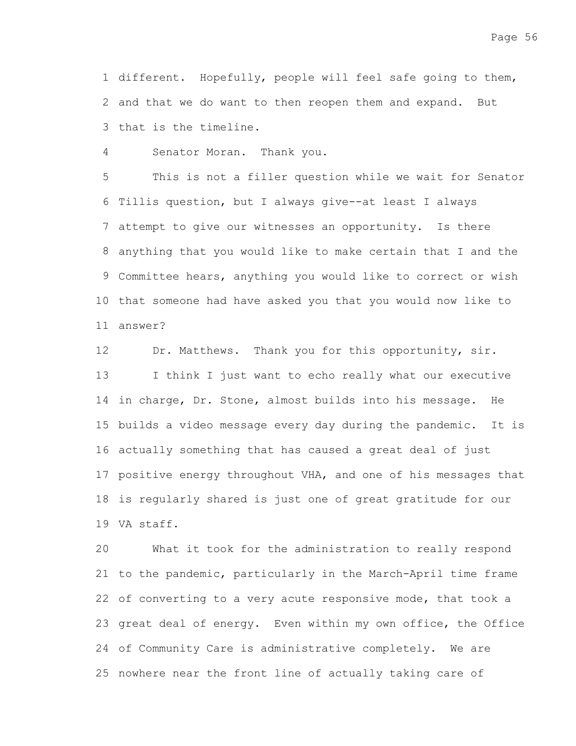different. Hopefully, people will feel safe going to them, and that we do want to then reopen them and expand. But that is the timeline.

Senator Moran. Thank you.

This is not a filler question while we wait for Senator Tillis question, but I always give--at least I always attempt to give our witnesses an opportunity. Is there anything that you would like to make certain that I and the Committee hears, anything you would like to correct or wish that someone had have asked you that you would now like to answer?

Dr. Matthews. Thank you for this opportunity, sir.

I think I just want to echo really what our executive in charge, Dr. Stone, almost builds into his message. He builds a video message every day during the pandemic. It is actually something that has caused a great deal of just positive energy throughout VHA, and one of his messages that is regularly shared is just one of great gratitude for our VA staff.

What it took for the administration to really respond to the pandemic, particularly in the March-April time frame of converting to a very acute responsive mode, that took a great deal of energy. Even within my own office, the Office of Community Care is administrative completely. We are nowhere near the front line of actually taking care of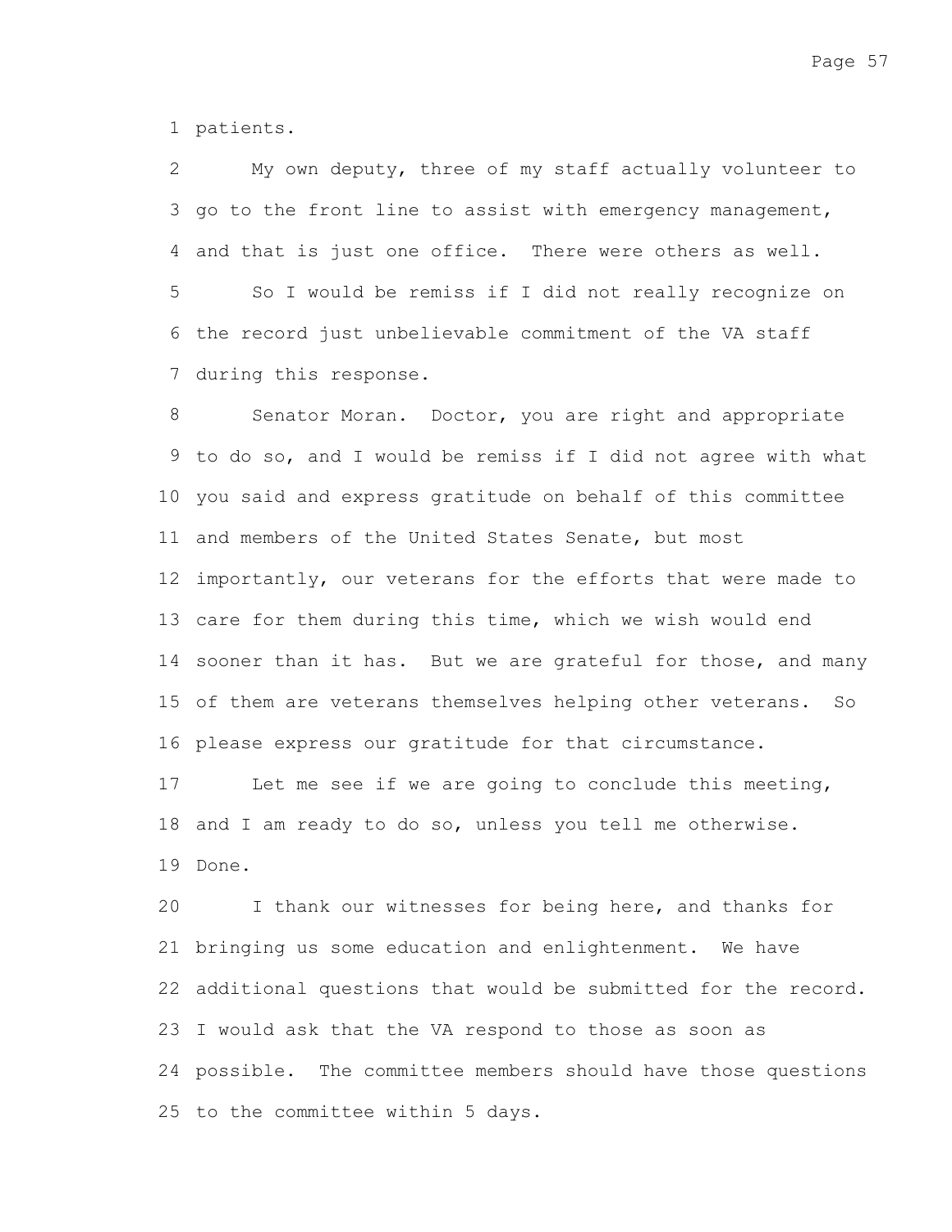patients.

My own deputy, three of my staff actually volunteer to go to the front line to assist with emergency management, and that is just one office. There were others as well.

So I would be remiss if I did not really recognize on the record just unbelievable commitment of the VA staff during this response.

Senator Moran. Doctor, you are right and appropriate to do so, and I would be remiss if I did not agree with what you said and express gratitude on behalf of this committee and members of the United States Senate, but most importantly, our veterans for the efforts that were made to care for them during this time, which we wish would end sooner than it has. But we are grateful for those, and many of them are veterans themselves helping other veterans. So please express our gratitude for that circumstance.

Let me see if we are going to conclude this meeting, and I am ready to do so, unless you tell me otherwise. Done.

I thank our witnesses for being here, and thanks for bringing us some education and enlightenment. We have additional questions that would be submitted for the record. I would ask that the VA respond to those as soon as possible. The committee members should have those questions to the committee within 5 days.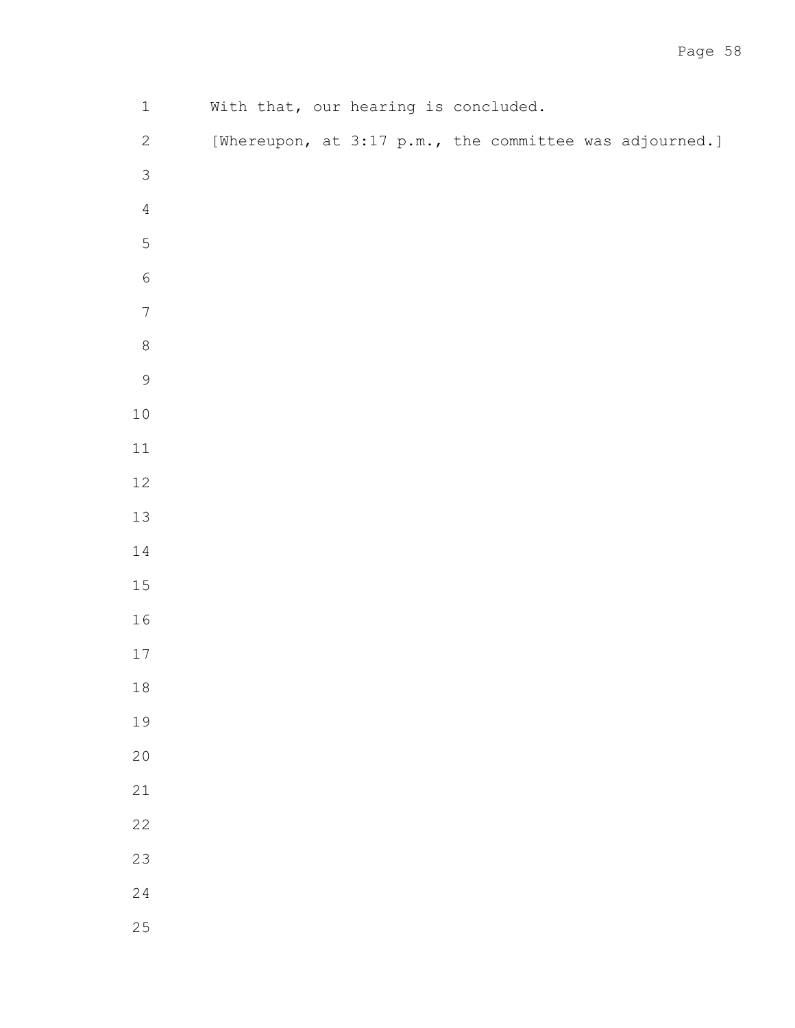With that, our hearing is concluded.

[Whereupon, at 3:17 p.m., the committee was adjourned.]